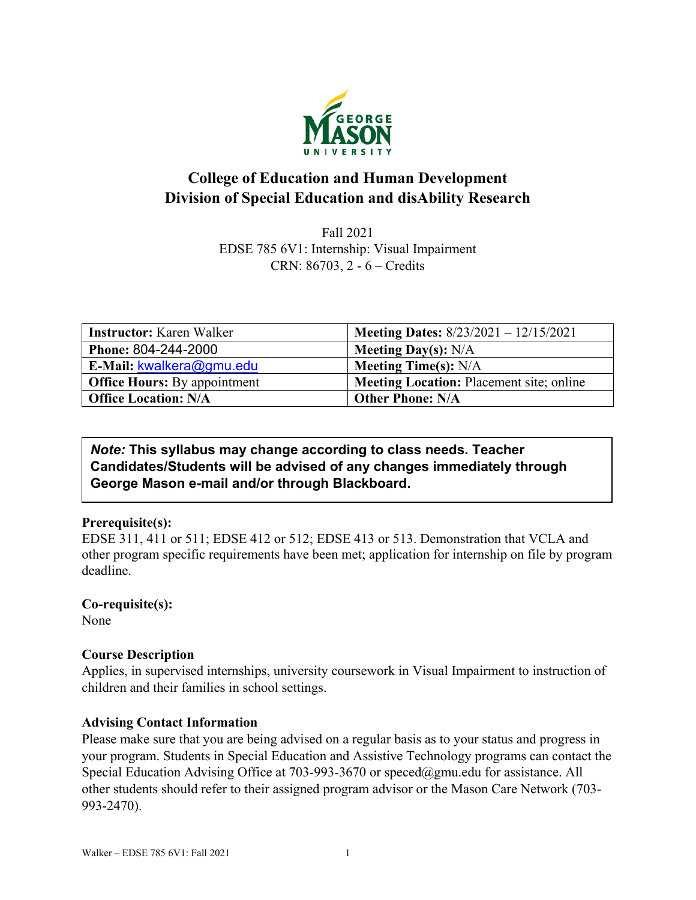# College of Education and Human Development
# Division of Special Education and disAbility Research

Fall 2021
EDSE 785 6V1: Internship: Visual Impairment
CRN: 86703, 2 - 6 – Credits

| **Instructor:** Karen Walker | **Meeting Dates:** 8/23/2021 – 12/15/2021 |
|---|---|
| **Phone:** 804-244-2000 | **Meeting Day(s):** N/A |
| **E-Mail:** kwalkera@gmu.edu | **Meeting Time(s):** N/A |
| **Office Hours:** By appointment | **Meeting Location:** Placement site; online |
| **Office Location: N/A** | **Other Phone: N/A** |

> ***Note:* This syllabus may change according to class needs. Teacher Candidates/Students will be advised of any changes immediately through George Mason e-mail and/or through Blackboard.**

**Prerequisite(s):**
EDSE 311, 411 or 511; EDSE 412 or 512; EDSE 413 or 513. Demonstration that VCLA and other program specific requirements have been met; application for internship on file by program deadline.

**Co-requisite(s):**
None

**Course Description**
Applies, in supervised internships, university coursework in Visual Impairment to instruction of children and their families in school settings.

**Advising Contact Information**
Please make sure that you are being advised on a regular basis as to your status and progress in your program. Students in Special Education and Assistive Technology programs can contact the Special Education Advising Office at 703-993-3670 or speced@gmu.edu for assistance. All other students should refer to their assigned program advisor or the Mason Care Network (703-993-2470).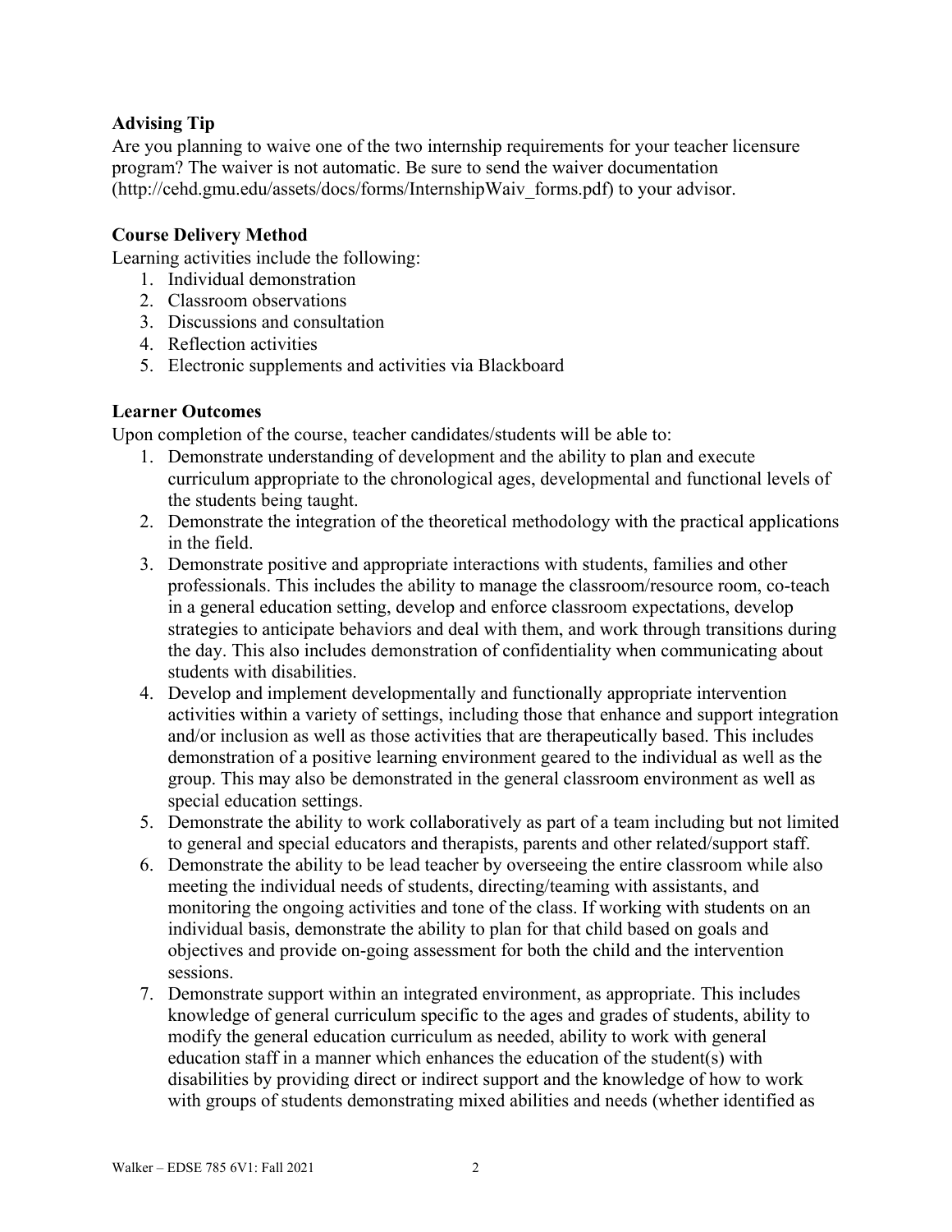**Advising Tip**
Are you planning to waive one of the two internship requirements for your teacher licensure program? The waiver is not automatic. Be sure to send the waiver documentation (http://cehd.gmu.edu/assets/docs/forms/InternshipWaiv_forms.pdf) to your advisor.

**Course Delivery Method**
Learning activities include the following:

1. Individual demonstration
2. Classroom observations
3. Discussions and consultation
4. Reflection activities
5. Electronic supplements and activities via Blackboard

**Learner Outcomes**
Upon completion of the course, teacher candidates/students will be able to:

1. Demonstrate understanding of development and the ability to plan and execute curriculum appropriate to the chronological ages, developmental and functional levels of the students being taught.
2. Demonstrate the integration of the theoretical methodology with the practical applications in the field.
3. Demonstrate positive and appropriate interactions with students, families and other professionals. This includes the ability to manage the classroom/resource room, co-teach in a general education setting, develop and enforce classroom expectations, develop strategies to anticipate behaviors and deal with them, and work through transitions during the day. This also includes demonstration of confidentiality when communicating about students with disabilities.
4. Develop and implement developmentally and functionally appropriate intervention activities within a variety of settings, including those that enhance and support integration and/or inclusion as well as those activities that are therapeutically based. This includes demonstration of a positive learning environment geared to the individual as well as the group. This may also be demonstrated in the general classroom environment as well as special education settings.
5. Demonstrate the ability to work collaboratively as part of a team including but not limited to general and special educators and therapists, parents and other related/support staff.
6. Demonstrate the ability to be lead teacher by overseeing the entire classroom while also meeting the individual needs of students, directing/teaming with assistants, and monitoring the ongoing activities and tone of the class. If working with students on an individual basis, demonstrate the ability to plan for that child based on goals and objectives and provide on-going assessment for both the child and the intervention sessions.
7. Demonstrate support within an integrated environment, as appropriate. This includes knowledge of general curriculum specific to the ages and grades of students, ability to modify the general education curriculum as needed, ability to work with general education staff in a manner which enhances the education of the student(s) with disabilities by providing direct or indirect support and the knowledge of how to work with groups of students demonstrating mixed abilities and needs (whether identified as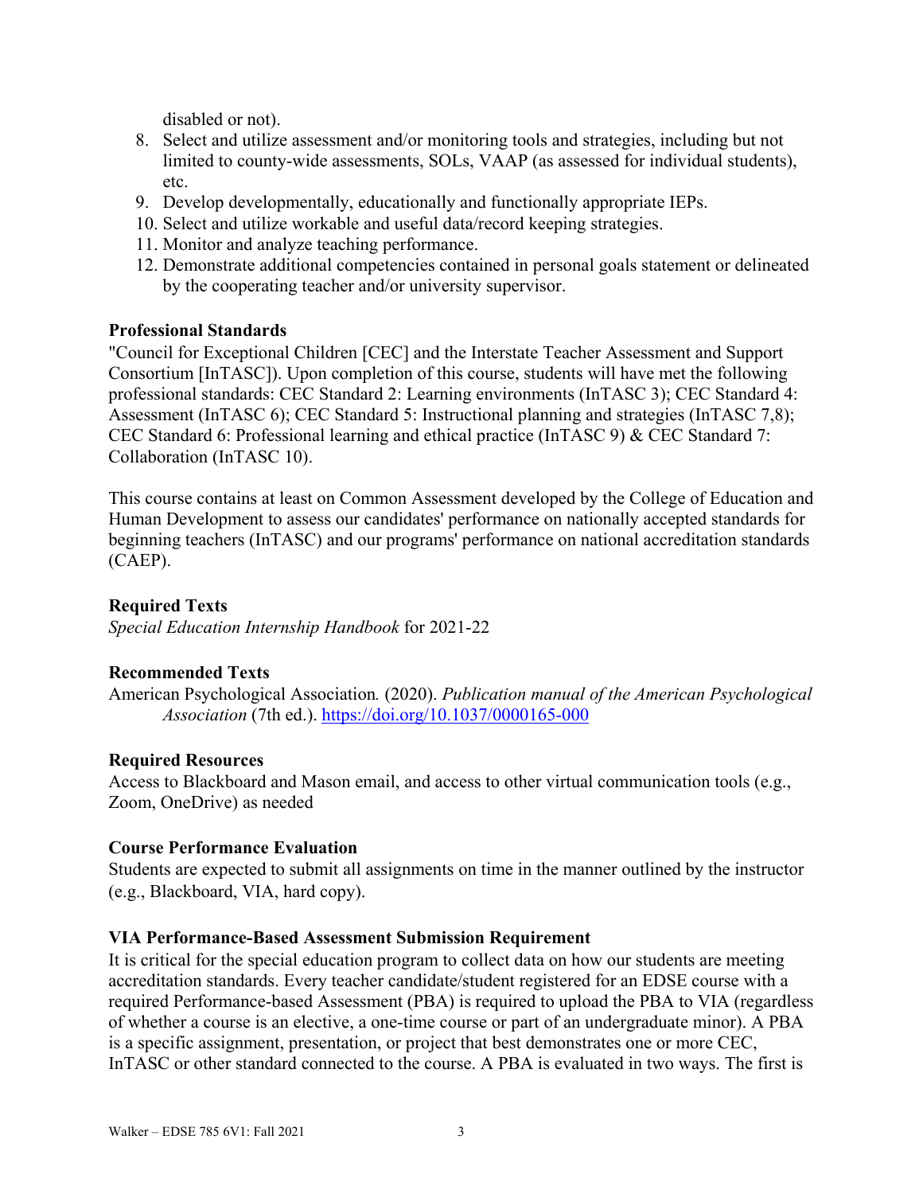disabled or not).

8. Select and utilize assessment and/or monitoring tools and strategies, including but not limited to county-wide assessments, SOLs, VAAP (as assessed for individual students), etc.
9. Develop developmentally, educationally and functionally appropriate IEPs.
10. Select and utilize workable and useful data/record keeping strategies.
11. Monitor and analyze teaching performance.
12. Demonstrate additional competencies contained in personal goals statement or delineated by the cooperating teacher and/or university supervisor.

**Professional Standards**

"Council for Exceptional Children [CEC] and the Interstate Teacher Assessment and Support Consortium [InTASC]). Upon completion of this course, students will have met the following professional standards: CEC Standard 2: Learning environments (InTASC 3); CEC Standard 4: Assessment (InTASC 6); CEC Standard 5: Instructional planning and strategies (InTASC 7,8); CEC Standard 6: Professional learning and ethical practice (InTASC 9) & CEC Standard 7: Collaboration (InTASC 10).

This course contains at least on Common Assessment developed by the College of Education and Human Development to assess our candidates' performance on nationally accepted standards for beginning teachers (InTASC) and our programs' performance on national accreditation standards (CAEP).

**Required Texts**

*Special Education Internship Handbook* for 2021-22

**Recommended Texts**

American Psychological Association. (2020). *Publication manual of the American Psychological Association* (7th ed.). https://doi.org/10.1037/0000165-000

**Required Resources**

Access to Blackboard and Mason email, and access to other virtual communication tools (e.g., Zoom, OneDrive) as needed

**Course Performance Evaluation**

Students are expected to submit all assignments on time in the manner outlined by the instructor (e.g., Blackboard, VIA, hard copy).

**VIA Performance-Based Assessment Submission Requirement**

It is critical for the special education program to collect data on how our students are meeting accreditation standards. Every teacher candidate/student registered for an EDSE course with a required Performance-based Assessment (PBA) is required to upload the PBA to VIA (regardless of whether a course is an elective, a one-time course or part of an undergraduate minor). A PBA is a specific assignment, presentation, or project that best demonstrates one or more CEC, InTASC or other standard connected to the course. A PBA is evaluated in two ways. The first is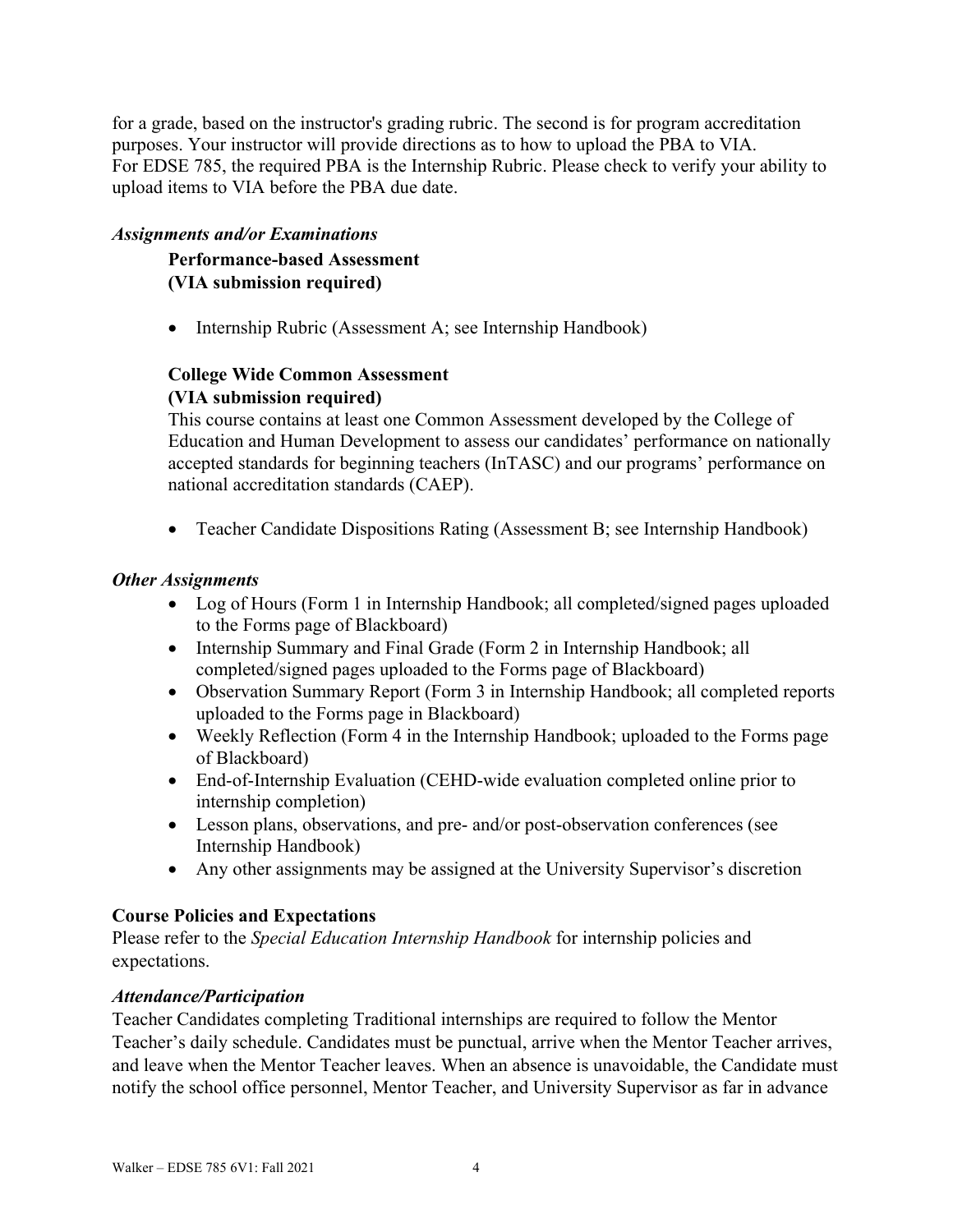for a grade, based on the instructor's grading rubric. The second is for program accreditation purposes. Your instructor will provide directions as to how to upload the PBA to VIA. For EDSE 785, the required PBA is the Internship Rubric. Please check to verify your ability to upload items to VIA before the PBA due date.

### *Assignments and/or Examinations*

**Performance-based Assessment**
**(VIA submission required)**

- Internship Rubric (Assessment A; see Internship Handbook)

**College Wide Common Assessment**
**(VIA submission required)**

This course contains at least one Common Assessment developed by the College of Education and Human Development to assess our candidates' performance on nationally accepted standards for beginning teachers (InTASC) and our programs' performance on national accreditation standards (CAEP).

- Teacher Candidate Dispositions Rating (Assessment B; see Internship Handbook)

### *Other Assignments*

- Log of Hours (Form 1 in Internship Handbook; all completed/signed pages uploaded to the Forms page of Blackboard)
- Internship Summary and Final Grade (Form 2 in Internship Handbook; all completed/signed pages uploaded to the Forms page of Blackboard)
- Observation Summary Report (Form 3 in Internship Handbook; all completed reports uploaded to the Forms page in Blackboard)
- Weekly Reflection (Form 4 in the Internship Handbook; uploaded to the Forms page of Blackboard)
- End-of-Internship Evaluation (CEHD-wide evaluation completed online prior to internship completion)
- Lesson plans, observations, and pre- and/or post-observation conferences (see Internship Handbook)
- Any other assignments may be assigned at the University Supervisor's discretion

## Course Policies and Expectations

Please refer to the *Special Education Internship Handbook* for internship policies and expectations.

### *Attendance/Participation*

Teacher Candidates completing Traditional internships are required to follow the Mentor Teacher's daily schedule. Candidates must be punctual, arrive when the Mentor Teacher arrives, and leave when the Mentor Teacher leaves. When an absence is unavoidable, the Candidate must notify the school office personnel, Mentor Teacher, and University Supervisor as far in advance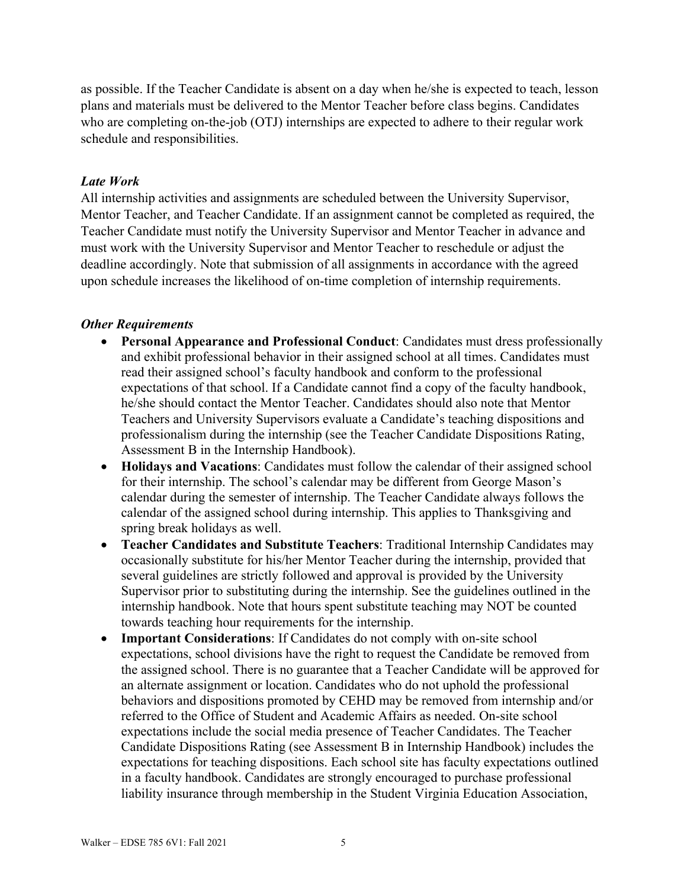as possible. If the Teacher Candidate is absent on a day when he/she is expected to teach, lesson plans and materials must be delivered to the Mentor Teacher before class begins. Candidates who are completing on-the-job (OTJ) internships are expected to adhere to their regular work schedule and responsibilities.

### *Late Work*

All internship activities and assignments are scheduled between the University Supervisor, Mentor Teacher, and Teacher Candidate. If an assignment cannot be completed as required, the Teacher Candidate must notify the University Supervisor and Mentor Teacher in advance and must work with the University Supervisor and Mentor Teacher to reschedule or adjust the deadline accordingly. Note that submission of all assignments in accordance with the agreed upon schedule increases the likelihood of on-time completion of internship requirements.

### *Other Requirements*

- **Personal Appearance and Professional Conduct**: Candidates must dress professionally and exhibit professional behavior in their assigned school at all times. Candidates must read their assigned school's faculty handbook and conform to the professional expectations of that school. If a Candidate cannot find a copy of the faculty handbook, he/she should contact the Mentor Teacher. Candidates should also note that Mentor Teachers and University Supervisors evaluate a Candidate's teaching dispositions and professionalism during the internship (see the Teacher Candidate Dispositions Rating, Assessment B in the Internship Handbook).
- **Holidays and Vacations**: Candidates must follow the calendar of their assigned school for their internship. The school's calendar may be different from George Mason's calendar during the semester of internship. The Teacher Candidate always follows the calendar of the assigned school during internship. This applies to Thanksgiving and spring break holidays as well.
- **Teacher Candidates and Substitute Teachers**: Traditional Internship Candidates may occasionally substitute for his/her Mentor Teacher during the internship, provided that several guidelines are strictly followed and approval is provided by the University Supervisor prior to substituting during the internship. See the guidelines outlined in the internship handbook. Note that hours spent substitute teaching may NOT be counted towards teaching hour requirements for the internship.
- **Important Considerations**: If Candidates do not comply with on-site school expectations, school divisions have the right to request the Candidate be removed from the assigned school. There is no guarantee that a Teacher Candidate will be approved for an alternate assignment or location. Candidates who do not uphold the professional behaviors and dispositions promoted by CEHD may be removed from internship and/or referred to the Office of Student and Academic Affairs as needed. On-site school expectations include the social media presence of Teacher Candidates. The Teacher Candidate Dispositions Rating (see Assessment B in Internship Handbook) includes the expectations for teaching dispositions. Each school site has faculty expectations outlined in a faculty handbook. Candidates are strongly encouraged to purchase professional liability insurance through membership in the Student Virginia Education Association,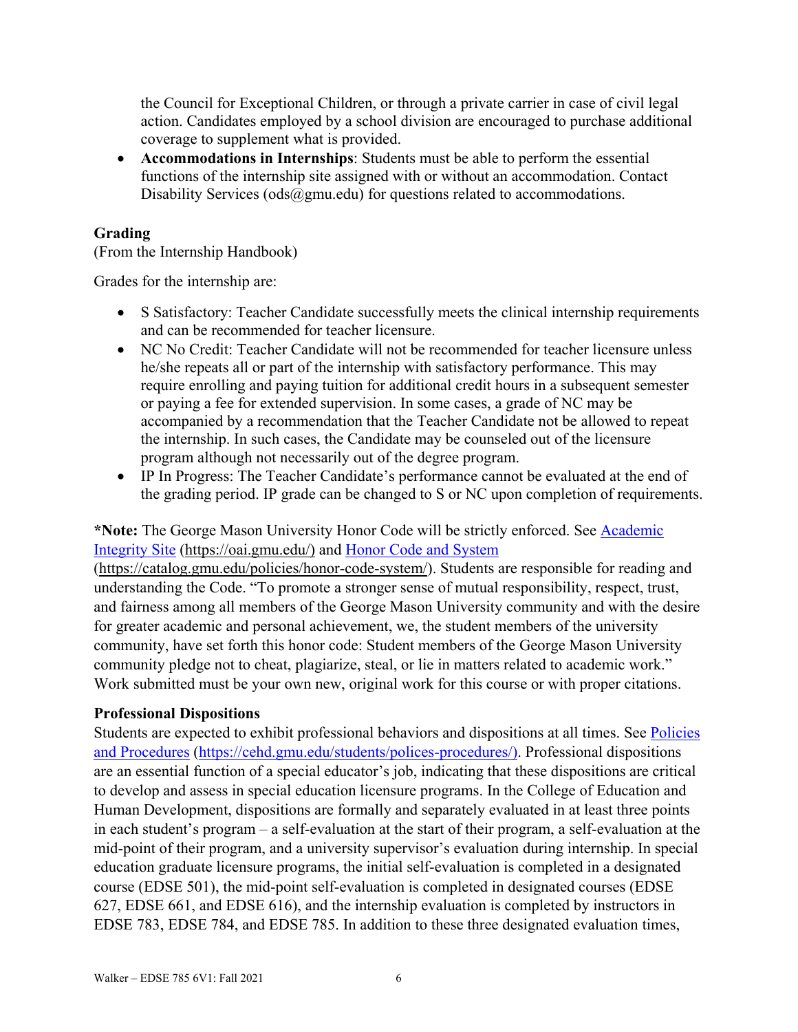the Council for Exceptional Children, or through a private carrier in case of civil legal action. Candidates employed by a school division are encouraged to purchase additional coverage to supplement what is provided.

- **Accommodations in Internships**: Students must be able to perform the essential functions of the internship site assigned with or without an accommodation. Contact Disability Services (ods@gmu.edu) for questions related to accommodations.

**Grading**
(From the Internship Handbook)

Grades for the internship are:

- S Satisfactory: Teacher Candidate successfully meets the clinical internship requirements and can be recommended for teacher licensure.
- NC No Credit: Teacher Candidate will not be recommended for teacher licensure unless he/she repeats all or part of the internship with satisfactory performance. This may require enrolling and paying tuition for additional credit hours in a subsequent semester or paying a fee for extended supervision. In some cases, a grade of NC may be accompanied by a recommendation that the Teacher Candidate not be allowed to repeat the internship. In such cases, the Candidate may be counseled out of the licensure program although not necessarily out of the degree program.
- IP In Progress: The Teacher Candidate's performance cannot be evaluated at the end of the grading period. IP grade can be changed to S or NC upon completion of requirements.

***Note:** The George Mason University Honor Code will be strictly enforced. See [Academic Integrity Site](https://oai.gmu.edu/) (https://oai.gmu.edu/) and [Honor Code and System](https://catalog.gmu.edu/policies/honor-code-system/) (https://catalog.gmu.edu/policies/honor-code-system/). Students are responsible for reading and understanding the Code. "To promote a stronger sense of mutual responsibility, respect, trust, and fairness among all members of the George Mason University community and with the desire for greater academic and personal achievement, we, the student members of the university community, have set forth this honor code: Student members of the George Mason University community pledge not to cheat, plagiarize, steal, or lie in matters related to academic work." Work submitted must be your own new, original work for this course or with proper citations.

**Professional Dispositions**
Students are expected to exhibit professional behaviors and dispositions at all times. See [Policies and Procedures](https://cehd.gmu.edu/students/polices-procedures/) (https://cehd.gmu.edu/students/polices-procedures/). Professional dispositions are an essential function of a special educator's job, indicating that these dispositions are critical to develop and assess in special education licensure programs. In the College of Education and Human Development, dispositions are formally and separately evaluated in at least three points in each student's program – a self-evaluation at the start of their program, a self-evaluation at the mid-point of their program, and a university supervisor's evaluation during internship. In special education graduate licensure programs, the initial self-evaluation is completed in a designated course (EDSE 501), the mid-point self-evaluation is completed in designated courses (EDSE 627, EDSE 661, and EDSE 616), and the internship evaluation is completed by instructors in EDSE 783, EDSE 784, and EDSE 785. In addition to these three designated evaluation times,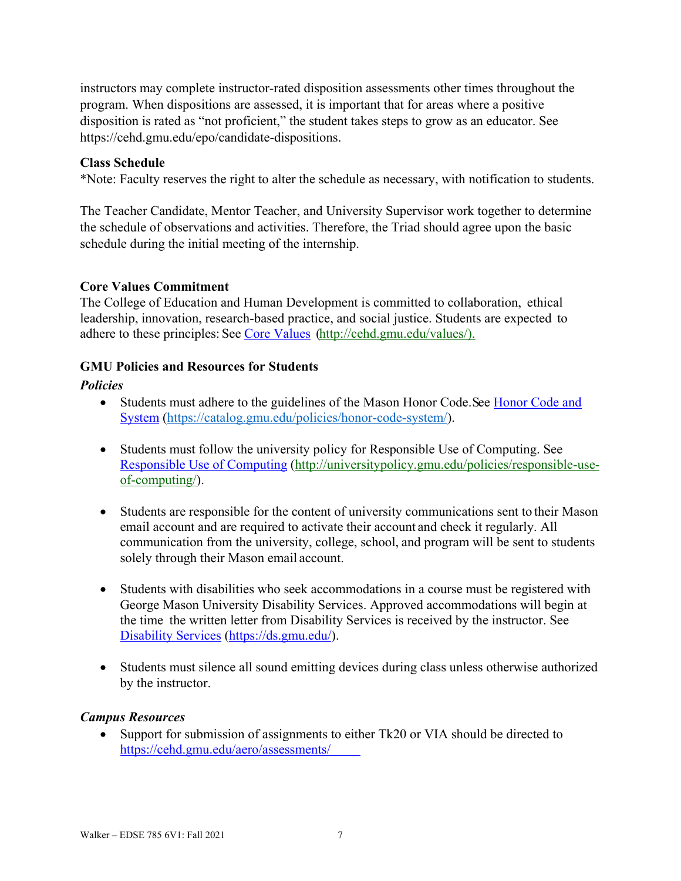instructors may complete instructor-rated disposition assessments other times throughout the program. When dispositions are assessed, it is important that for areas where a positive disposition is rated as "not proficient," the student takes steps to grow as an educator. See https://cehd.gmu.edu/epo/candidate-dispositions.

**Class Schedule**

*Note: Faculty reserves the right to alter the schedule as necessary, with notification to students.

The Teacher Candidate, Mentor Teacher, and University Supervisor work together to determine the schedule of observations and activities. Therefore, the Triad should agree upon the basic schedule during the initial meeting of the internship.

**Core Values Commitment**

The College of Education and Human Development is committed to collaboration, ethical leadership, innovation, research-based practice, and social justice. Students are expected to adhere to these principles: See Core Values (http://cehd.gmu.edu/values/).

**GMU Policies and Resources for Students**

***Policies***

- Students must adhere to the guidelines of the Mason Honor Code. See Honor Code and System (https://catalog.gmu.edu/policies/honor-code-system/).

- Students must follow the university policy for Responsible Use of Computing. See Responsible Use of Computing (http://universitypolicy.gmu.edu/policies/responsible-use-of-computing/).

- Students are responsible for the content of university communications sent to their Mason email account and are required to activate their account and check it regularly. All communication from the university, college, school, and program will be sent to students solely through their Mason email account.

- Students with disabilities who seek accommodations in a course must be registered with George Mason University Disability Services. Approved accommodations will begin at the time the written letter from Disability Services is received by the instructor. See Disability Services (https://ds.gmu.edu/).

- Students must silence all sound emitting devices during class unless otherwise authorized by the instructor.

***Campus Resources***

- Support for submission of assignments to either Tk20 or VIA should be directed to https://cehd.gmu.edu/aero/assessments/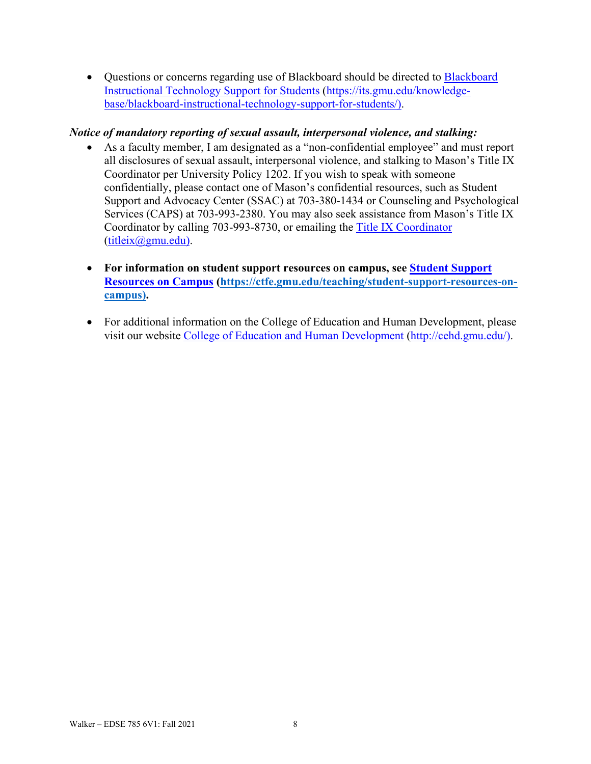- Questions or concerns regarding use of Blackboard should be directed to [Blackboard Instructional Technology Support for Students](https://its.gmu.edu/knowledge-base/blackboard-instructional-technology-support-for-students/) (https://its.gmu.edu/knowledge-base/blackboard-instructional-technology-support-for-students/).

***Notice of mandatory reporting of sexual assault, interpersonal violence, and stalking:***

- As a faculty member, I am designated as a "non-confidential employee" and must report all disclosures of sexual assault, interpersonal violence, and stalking to Mason's Title IX Coordinator per University Policy 1202. If you wish to speak with someone confidentially, please contact one of Mason's confidential resources, such as Student Support and Advocacy Center (SSAC) at 703-380-1434 or Counseling and Psychological Services (CAPS) at 703-993-2380. You may also seek assistance from Mason's Title IX Coordinator by calling 703-993-8730, or emailing the [Title IX Coordinator](mailto:titleix@gmu.edu) (titleix@gmu.edu).

- **For information on student support resources on campus, see [Student Support Resources on Campus](https://ctfe.gmu.edu/teaching/student-support-resources-on-campus) (https://ctfe.gmu.edu/teaching/student-support-resources-on-campus).**

- For additional information on the College of Education and Human Development, please visit our website [College of Education and Human Development](http://cehd.gmu.edu/) (http://cehd.gmu.edu/).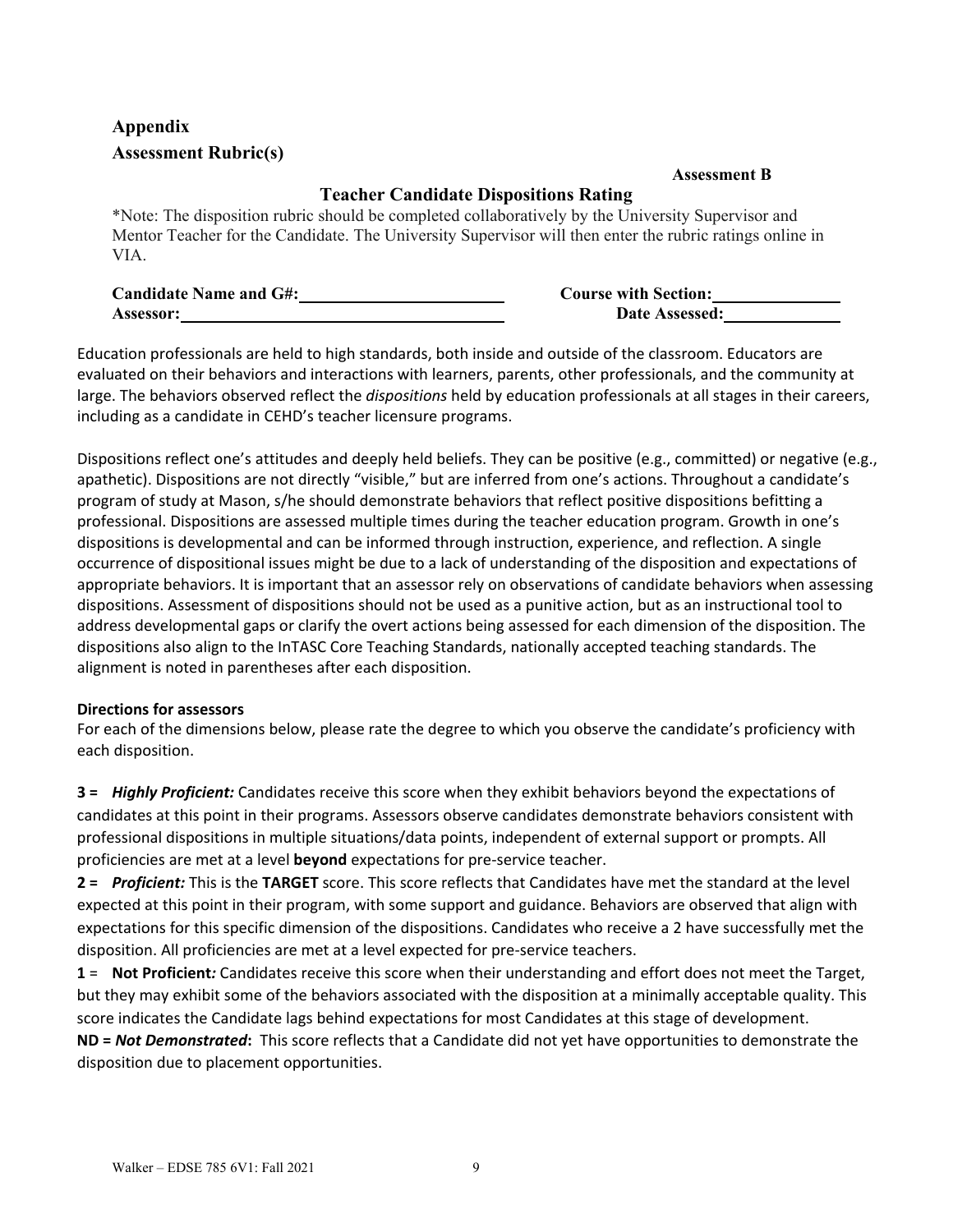## Appendix

## Assessment Rubric(s)

**Assessment B**

### Teacher Candidate Dispositions Rating

*Note: The disposition rubric should be completed collaboratively by the University Supervisor and Mentor Teacher for the Candidate. The University Supervisor will then enter the rubric ratings online in VIA.

**Candidate Name and G#:** ______________________ **Course with Section:** ______________

**Assessor:** ____________________________________ **Date Assessed:** _____________

Education professionals are held to high standards, both inside and outside of the classroom. Educators are evaluated on their behaviors and interactions with learners, parents, other professionals, and the community at large. The behaviors observed reflect the *dispositions* held by education professionals at all stages in their careers, including as a candidate in CEHD's teacher licensure programs.

Dispositions reflect one's attitudes and deeply held beliefs. They can be positive (e.g., committed) or negative (e.g., apathetic). Dispositions are not directly "visible," but are inferred from one's actions. Throughout a candidate's program of study at Mason, s/he should demonstrate behaviors that reflect positive dispositions befitting a professional. Dispositions are assessed multiple times during the teacher education program. Growth in one's dispositions is developmental and can be informed through instruction, experience, and reflection. A single occurrence of dispositional issues might be due to a lack of understanding of the disposition and expectations of appropriate behaviors. It is important that an assessor rely on observations of candidate behaviors when assessing dispositions. Assessment of dispositions should not be used as a punitive action, but as an instructional tool to address developmental gaps or clarify the overt actions being assessed for each dimension of the disposition. The dispositions also align to the InTASC Core Teaching Standards, nationally accepted teaching standards. The alignment is noted in parentheses after each disposition.

**Directions for assessors**

For each of the dimensions below, please rate the degree to which you observe the candidate's proficiency with each disposition.

**3 =** ***Highly Proficient:*** Candidates receive this score when they exhibit behaviors beyond the expectations of candidates at this point in their programs. Assessors observe candidates demonstrate behaviors consistent with professional dispositions in multiple situations/data points, independent of external support or prompts. All proficiencies are met at a level **beyond** expectations for pre-service teacher.

**2 =** ***Proficient:*** This is the **TARGET** score. This score reflects that Candidates have met the standard at the level expected at this point in their program, with some support and guidance. Behaviors are observed that align with expectations for this specific dimension of the dispositions. Candidates who receive a 2 have successfully met the disposition. All proficiencies are met at a level expected for pre-service teachers.

**1** = **Not Proficient*:*** Candidates receive this score when their understanding and effort does not meet the Target, but they may exhibit some of the behaviors associated with the disposition at a minimally acceptable quality. This score indicates the Candidate lags behind expectations for most Candidates at this stage of development.

**ND =** ***Not Demonstrated*:** This score reflects that a Candidate did not yet have opportunities to demonstrate the disposition due to placement opportunities.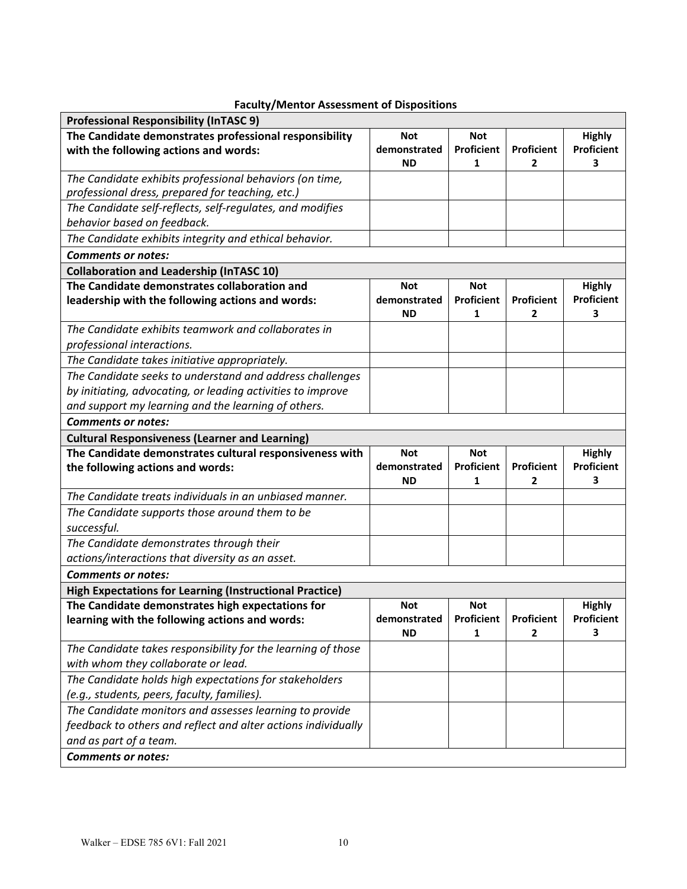**Faculty/Mentor Assessment of Dispositions**

| **Professional Responsibility (InTASC 9)** | | | | |
|---|---|---|---|---|
| **The Candidate demonstrates professional responsibility with the following actions and words:** | **Not demonstrated ND** | **Not Proficient 1** | **Proficient 2** | **Highly Proficient 3** |
| *The Candidate exhibits professional behaviors (on time, professional dress, prepared for teaching, etc.)* | | | | |
| *The Candidate self-reflects, self-regulates, and modifies behavior based on feedback.* | | | | |
| *The Candidate exhibits integrity and ethical behavior.* | | | | |
| ***Comments or notes:*** | | | | |
| **Collaboration and Leadership (InTASC 10)** | | | | |
| **The Candidate demonstrates collaboration and leadership with the following actions and words:** | **Not demonstrated ND** | **Not Proficient 1** | **Proficient 2** | **Highly Proficient 3** |
| *The Candidate exhibits teamwork and collaborates in professional interactions.* | | | | |
| *The Candidate takes initiative appropriately.* | | | | |
| *The Candidate seeks to understand and address challenges by initiating, advocating, or leading activities to improve and support my learning and the learning of others.* | | | | |
| ***Comments or notes:*** | | | | |
| **Cultural Responsiveness (Learner and Learning)** | | | | |
| **The Candidate demonstrates cultural responsiveness with the following actions and words:** | **Not demonstrated ND** | **Not Proficient 1** | **Proficient 2** | **Highly Proficient 3** |
| *The Candidate treats individuals in an unbiased manner.* | | | | |
| *The Candidate supports those around them to be successful.* | | | | |
| *The Candidate demonstrates through their actions/interactions that diversity as an asset.* | | | | |
| ***Comments or notes:*** | | | | |
| **High Expectations for Learning (Instructional Practice)** | | | | |
| **The Candidate demonstrates high expectations for learning with the following actions and words:** | **Not demonstrated ND** | **Not Proficient 1** | **Proficient 2** | **Highly Proficient 3** |
| *The Candidate takes responsibility for the learning of those with whom they collaborate or lead.* | | | | |
| *The Candidate holds high expectations for stakeholders (e.g., students, peers, faculty, families).* | | | | |
| *The Candidate monitors and assesses learning to provide feedback to others and reflect and alter actions individually and as part of a team.* | | | | |
| ***Comments or notes:*** | | | | |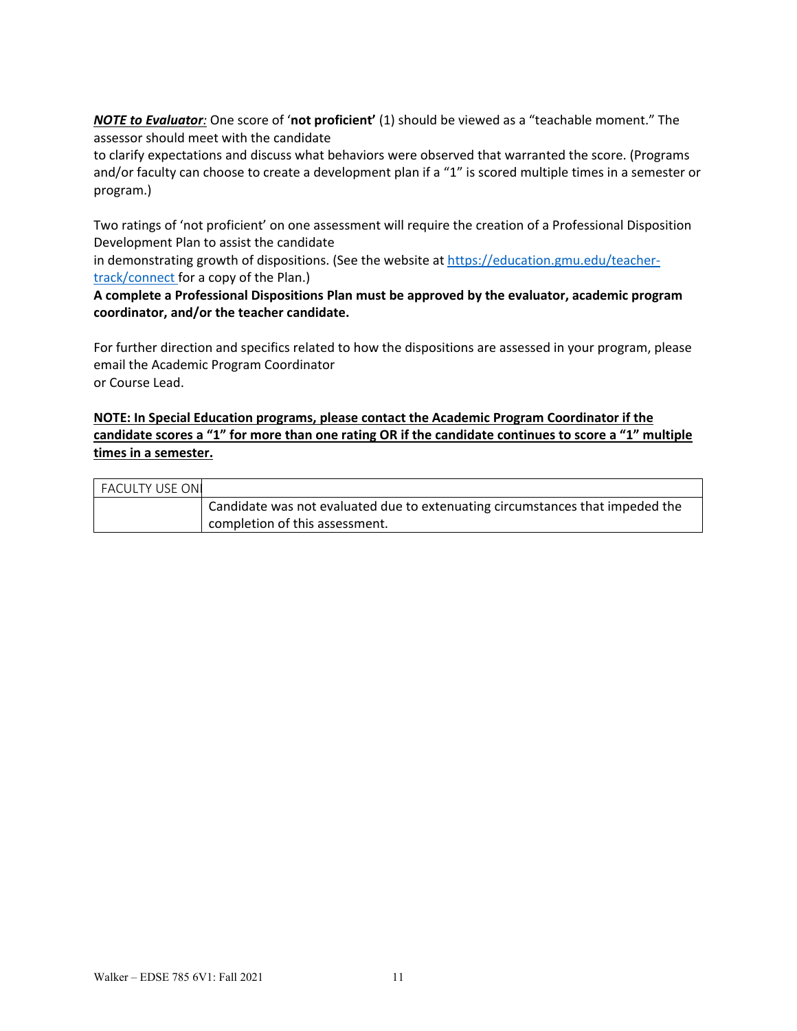***NOTE to Evaluator**:* One score of '**not proficient'** (1) should be viewed as a "teachable moment." The assessor should meet with the candidate to clarify expectations and discuss what behaviors were observed that warranted the score. (Programs and/or faculty can choose to create a development plan if a "1" is scored multiple times in a semester or program.)

Two ratings of 'not proficient' on one assessment will require the creation of a Professional Disposition Development Plan to assist the candidate in demonstrating growth of dispositions. (See the website at https://education.gmu.edu/teacher-track/connect for a copy of the Plan.)

**A complete a Professional Dispositions Plan must be approved by the evaluator, academic program coordinator, and/or the teacher candidate.**

For further direction and specifics related to how the dispositions are assessed in your program, please email the Academic Program Coordinator or Course Lead.

**NOTE: In Special Education programs, please contact the Academic Program Coordinator if the candidate scores a "1" for more than one rating OR if the candidate continues to score a "1" multiple times in a semester.**

| FACULTY USE ONI | |
|---|---|
| | Candidate was not evaluated due to extenuating circumstances that impeded the completion of this assessment. |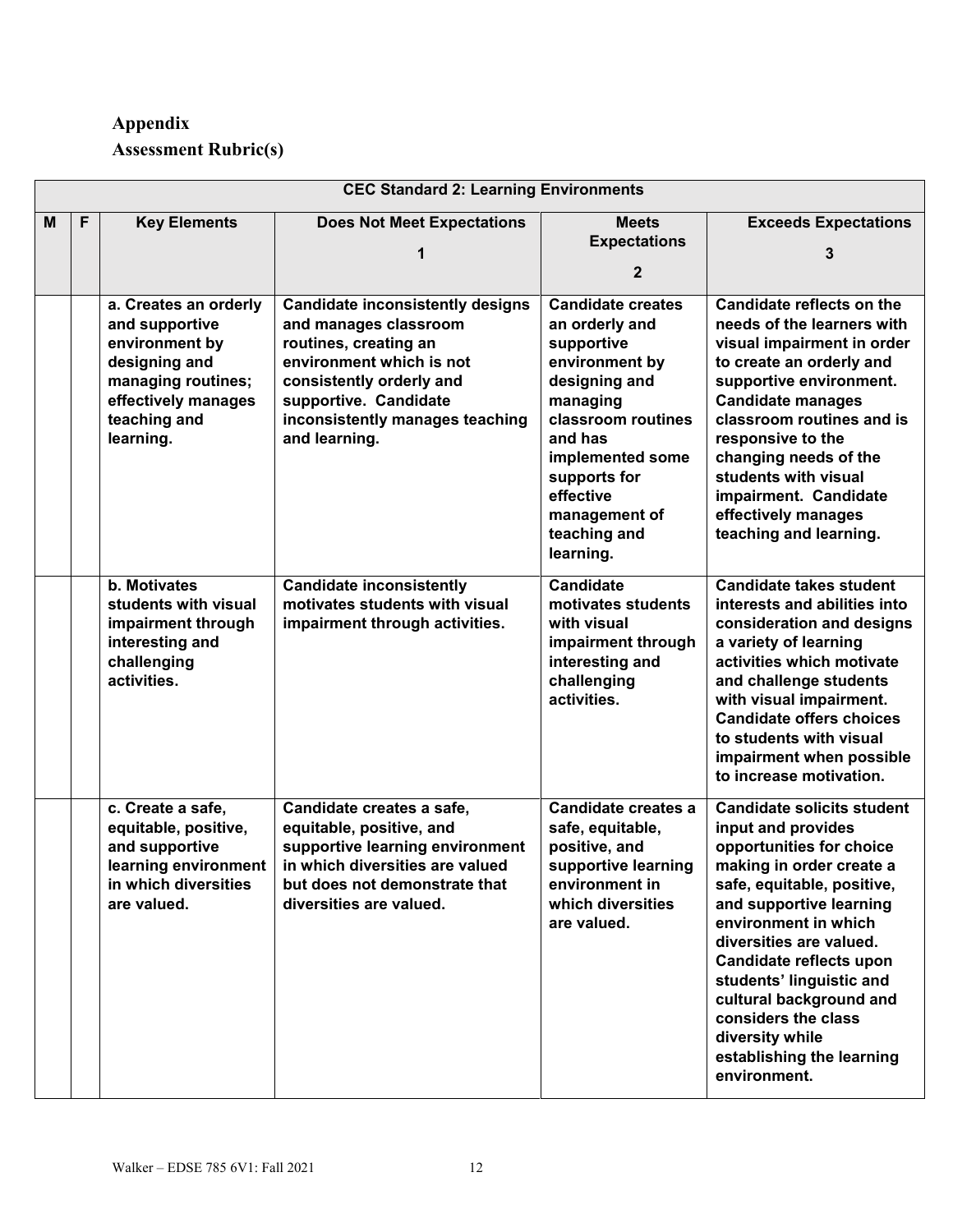## Appendix

## Assessment Rubric(s)

| CEC Standard 2: Learning Environments | | | | | |
|---|---|---|---|---|---|
| **M** | **F** | **Key Elements** | **Does Not Meet Expectations 1** | **Meets Expectations 2** | **Exceeds Expectations 3** |
| | | **a. Creates an orderly and supportive environment by designing and managing routines; effectively manages teaching and learning.** | **Candidate inconsistently designs and manages classroom routines, creating an environment which is not consistently orderly and supportive. Candidate inconsistently manages teaching and learning.** | **Candidate creates an orderly and supportive environment by designing and managing classroom routines and has implemented some supports for effective management of teaching and learning.** | **Candidate reflects on the needs of the learners with visual impairment in order to create an orderly and supportive environment. Candidate manages classroom routines and is responsive to the changing needs of the students with visual impairment. Candidate effectively manages teaching and learning.** |
| | | **b. Motivates students with visual impairment through interesting and challenging activities.** | **Candidate inconsistently motivates students with visual impairment through activities.** | **Candidate motivates students with visual impairment through interesting and challenging activities.** | **Candidate takes student interests and abilities into consideration and designs a variety of learning activities which motivate and challenge students with visual impairment. Candidate offers choices to students with visual impairment when possible to increase motivation.** |
| | | **c. Create a safe, equitable, positive, and supportive learning environment in which diversities are valued.** | **Candidate creates a safe, equitable, positive, and supportive learning environment in which diversities are valued but does not demonstrate that diversities are valued.** | **Candidate creates a safe, equitable, positive, and supportive learning environment in which diversities are valued.** | **Candidate solicits student input and provides opportunities for choice making in order create a safe, equitable, positive, and supportive learning environment in which diversities are valued. Candidate reflects upon students' linguistic and cultural background and considers the class diversity while establishing the learning environment.** |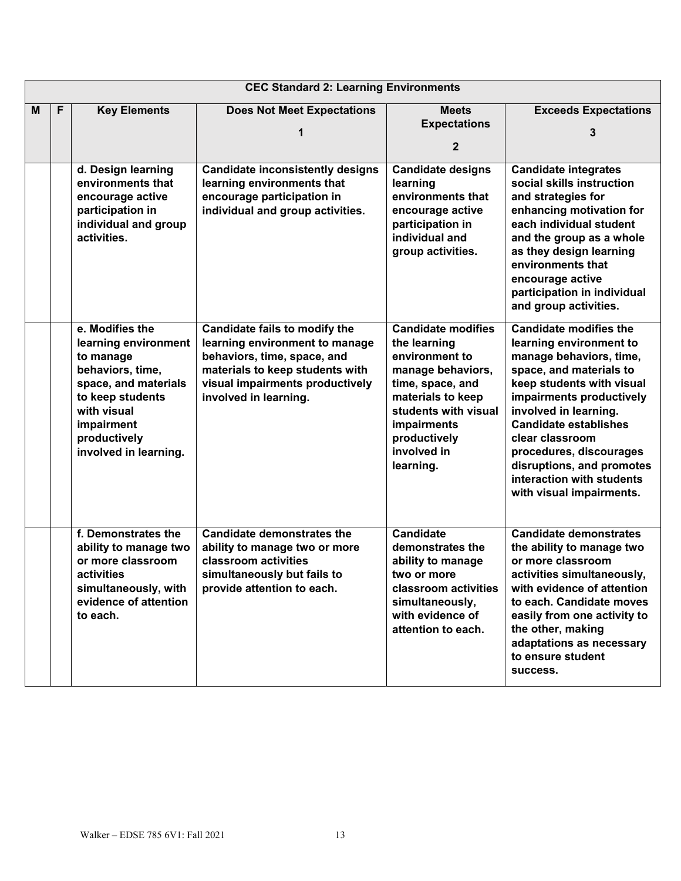| CEC Standard 2: Learning Environments | | | | | |
|---|---|---|---|---|---|
| **M** | **F** | **Key Elements** | **Does Not Meet Expectations 1** | **Meets Expectations 2** | **Exceeds Expectations 3** |
| | | **d. Design learning environments that encourage active participation in individual and group activities.** | **Candidate inconsistently designs learning environments that encourage participation in individual and group activities.** | **Candidate designs learning environments that encourage active participation in individual and group activities.** | **Candidate integrates social skills instruction and strategies for enhancing motivation for each individual student and the group as a whole as they design learning environments that encourage active participation in individual and group activities.** |
| | | **e. Modifies the learning environment to manage behaviors, time, space, and materials to keep students with visual impairment productively involved in learning.** | **Candidate fails to modify the learning environment to manage behaviors, time, space, and materials to keep students with visual impairments productively involved in learning.** | **Candidate modifies the learning environment to manage behaviors, time, space, and materials to keep students with visual impairments productively involved in learning.** | **Candidate modifies the learning environment to manage behaviors, time, space, and materials to keep students with visual impairments productively involved in learning. Candidate establishes clear classroom procedures, discourages disruptions, and promotes interaction with students with visual impairments.** |
| | | **f. Demonstrates the ability to manage two or more classroom activities simultaneously, with evidence of attention to each.** | **Candidate demonstrates the ability to manage two or more classroom activities simultaneously but fails to provide attention to each.** | **Candidate demonstrates the ability to manage two or more classroom activities simultaneously, with evidence of attention to each.** | **Candidate demonstrates the ability to manage two or more classroom activities simultaneously, with evidence of attention to each. Candidate moves easily from one activity to the other, making adaptations as necessary to ensure student success.** |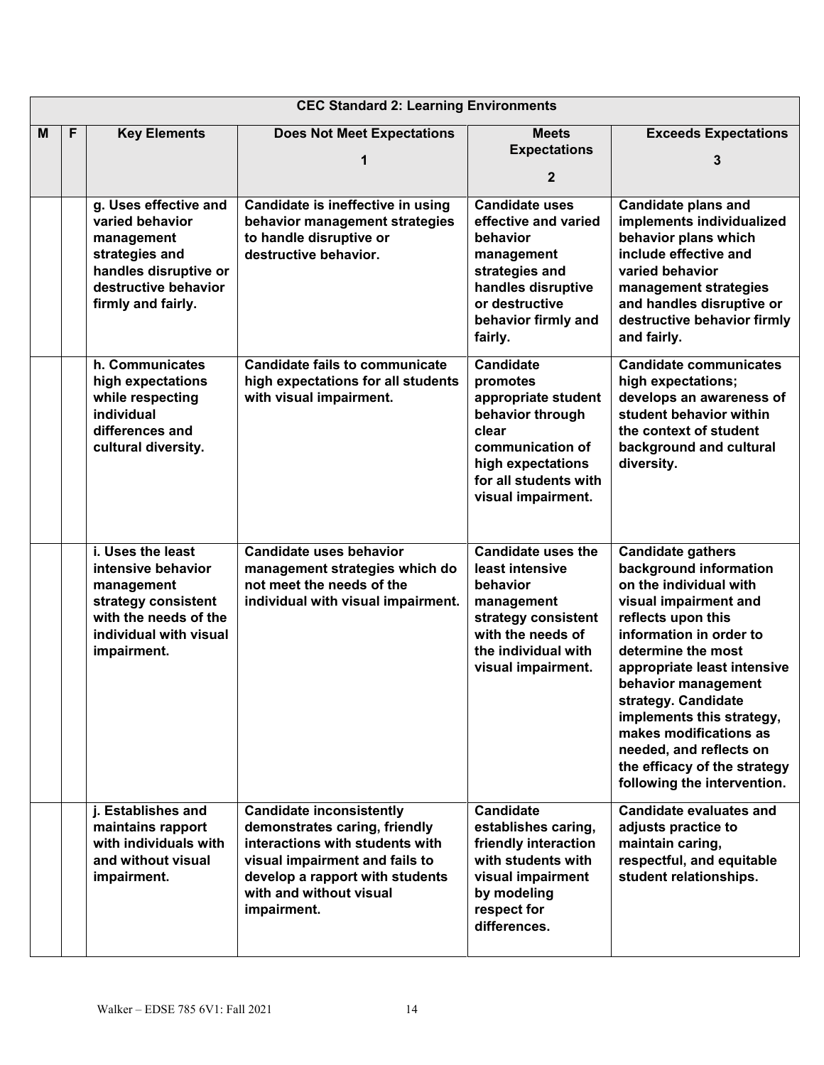| CEC Standard 2: Learning Environments | | | | | |
|---|---|---|---|---|---|
| **M** | **F** | **Key Elements** | **Does Not Meet Expectations 1** | **Meets Expectations 2** | **Exceeds Expectations 3** |
| | | **g. Uses effective and varied behavior management strategies and handles disruptive or destructive behavior firmly and fairly.** | **Candidate is ineffective in using behavior management strategies to handle disruptive or destructive behavior.** | **Candidate uses effective and varied behavior management strategies and handles disruptive or destructive behavior firmly and fairly.** | **Candidate plans and implements individualized behavior plans which include effective and varied behavior management strategies and handles disruptive or destructive behavior firmly and fairly.** |
| | | **h. Communicates high expectations while respecting individual differences and cultural diversity.** | **Candidate fails to communicate high expectations for all students with visual impairment.** | **Candidate promotes appropriate student behavior through clear communication of high expectations for all students with visual impairment.** | **Candidate communicates high expectations; develops an awareness of student behavior within the context of student background and cultural diversity.** |
| | | **i. Uses the least intensive behavior management strategy consistent with the needs of the individual with visual impairment.** | **Candidate uses behavior management strategies which do not meet the needs of the individual with visual impairment.** | **Candidate uses the least intensive behavior management strategy consistent with the needs of the individual with visual impairment.** | **Candidate gathers background information on the individual with visual impairment and reflects upon this information in order to determine the most appropriate least intensive behavior management strategy. Candidate implements this strategy, makes modifications as needed, and reflects on the efficacy of the strategy following the intervention.** |
| | | **j. Establishes and maintains rapport with individuals with and without visual impairment.** | **Candidate inconsistently demonstrates caring, friendly interactions with students with visual impairment and fails to develop a rapport with students with and without visual impairment.** | **Candidate establishes caring, friendly interaction with students with visual impairment by modeling respect for differences.** | **Candidate evaluates and adjusts practice to maintain caring, respectful, and equitable student relationships.** |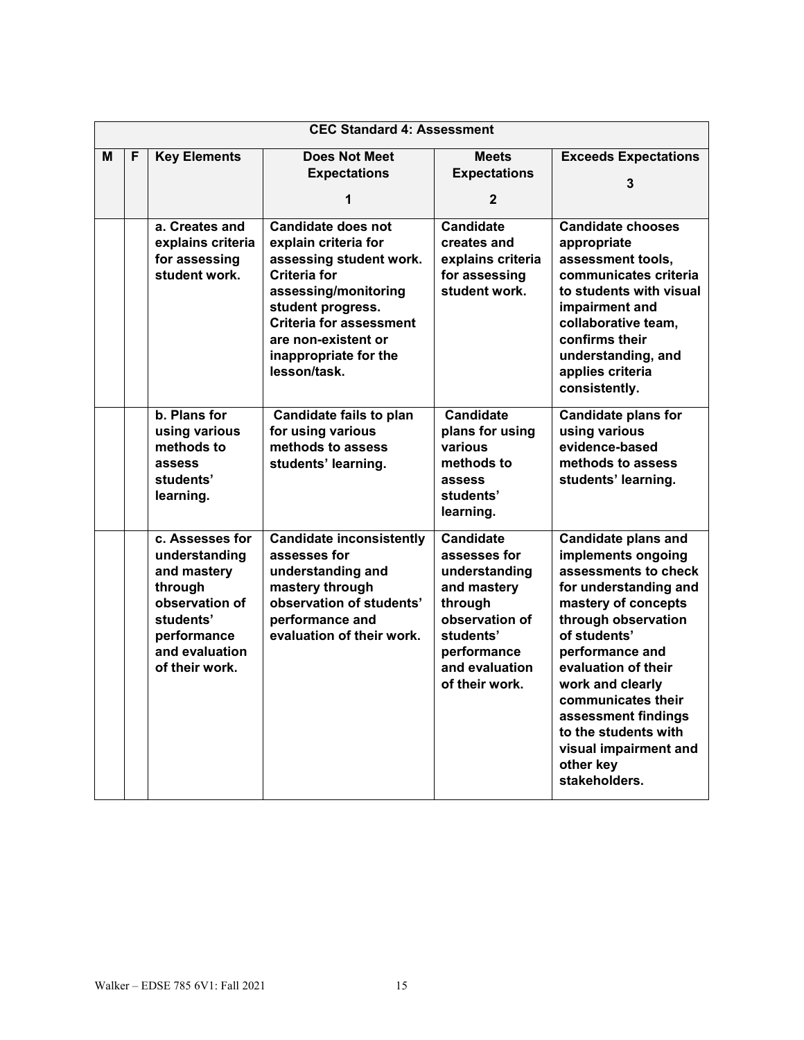| CEC Standard 4: Assessment | | | | | |
|---|---|---|---|---|---|
| **M** | **F** | **Key Elements** | **Does Not Meet Expectations 1** | **Meets Expectations 2** | **Exceeds Expectations 3** |
| | | **a. Creates and explains criteria for assessing student work.** | **Candidate does not explain criteria for assessing student work. Criteria for assessing/monitoring student progress. Criteria for assessment are non-existent or inappropriate for the lesson/task.** | **Candidate creates and explains criteria for assessing student work.** | **Candidate chooses appropriate assessment tools, communicates criteria to students with visual impairment and collaborative team, confirms their understanding, and applies criteria consistently.** |
| | | **b. Plans for using various methods to assess students' learning.** | **Candidate fails to plan for using various methods to assess students' learning.** | **Candidate plans for using various methods to assess students' learning.** | **Candidate plans for using various evidence-based methods to assess students' learning.** |
| | | **c. Assesses for understanding and mastery through observation of students' performance and evaluation of their work.** | **Candidate inconsistently assesses for understanding and mastery through observation of students' performance and evaluation of their work.** | **Candidate assesses for understanding and mastery through observation of students' performance and evaluation of their work.** | **Candidate plans and implements ongoing assessments to check for understanding and mastery of concepts through observation of students' performance and evaluation of their work and clearly communicates their assessment findings to the students with visual impairment and other key stakeholders.** |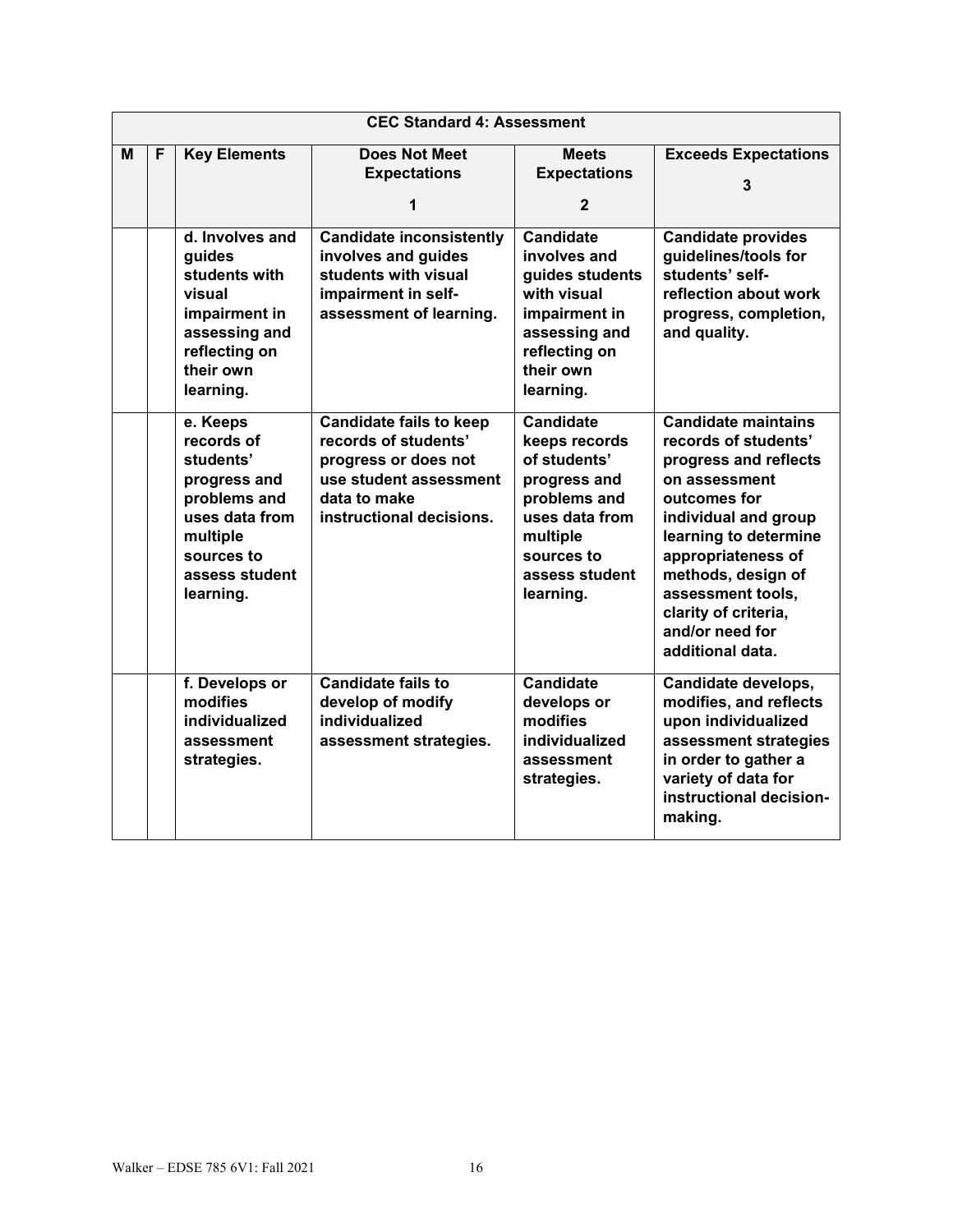| CEC Standard 4: Assessment | | | | | |
|---|---|---|---|---|---|
| **M** | **F** | **Key Elements** | **Does Not Meet Expectations**<br><br>**1** | **Meets Expectations**<br><br>**2** | **Exceeds Expectations**<br><br>**3** |
| | | **d. Involves and guides students with visual impairment in assessing and reflecting on their own learning.** | **Candidate inconsistently involves and guides students with visual impairment in self-assessment of learning.** | **Candidate involves and guides students with visual impairment in assessing and reflecting on their own learning.** | **Candidate provides guidelines/tools for students' self-reflection about work progress, completion, and quality.** |
| | | **e. Keeps records of students' progress and problems and uses data from multiple sources to assess student learning.** | **Candidate fails to keep records of students' progress or does not use student assessment data to make instructional decisions.** | **Candidate keeps records of students' progress and problems and uses data from multiple sources to assess student learning.** | **Candidate maintains records of students' progress and reflects on assessment outcomes for individual and group learning to determine appropriateness of methods, design of assessment tools, clarity of criteria, and/or need for additional data.** |
| | | **f. Develops or modifies individualized assessment strategies.** | **Candidate fails to develop of modify individualized assessment strategies.** | **Candidate develops or modifies individualized assessment strategies.** | **Candidate develops, modifies, and reflects upon individualized assessment strategies in order to gather a variety of data for instructional decision-making.** |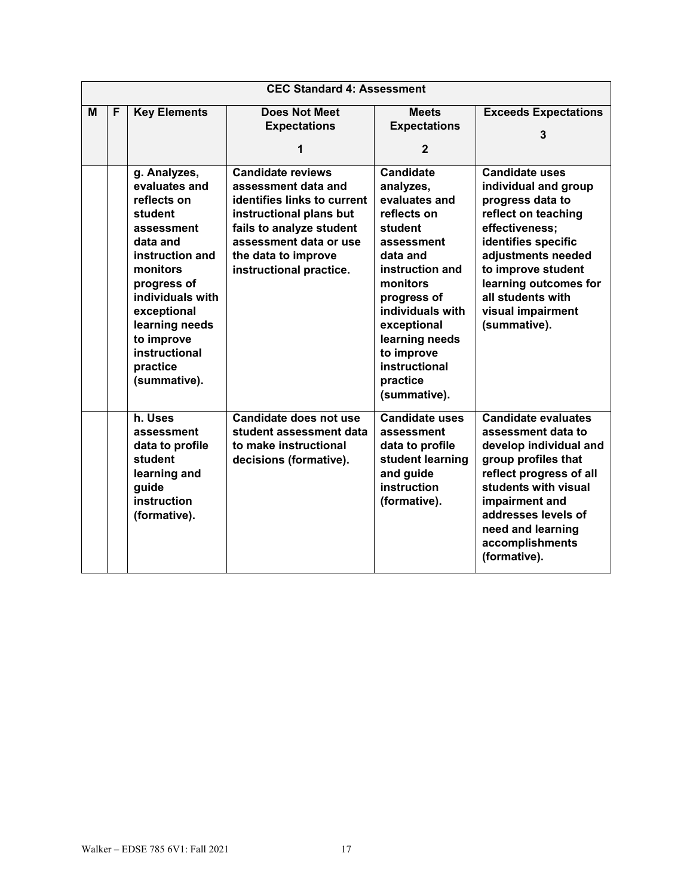| CEC Standard 4: Assessment | | | | | |
|---|---|---|---|---|---|
| **M** | **F** | **Key Elements** | **Does Not Meet Expectations 1** | **Meets Expectations 2** | **Exceeds Expectations 3** |
| | | **g. Analyzes, evaluates and reflects on student assessment data and instruction and monitors progress of individuals with exceptional learning needs to improve instructional practice (summative).** | **Candidate reviews assessment data and identifies links to current instructional plans but fails to analyze student assessment data or use the data to improve instructional practice.** | **Candidate analyzes, evaluates and reflects on student assessment data and instruction and monitors progress of individuals with exceptional learning needs to improve instructional practice (summative).** | **Candidate uses individual and group progress data to reflect on teaching effectiveness; identifies specific adjustments needed to improve student learning outcomes for all students with visual impairment (summative).** |
| | | **h. Uses assessment data to profile student learning and guide instruction (formative).** | **Candidate does not use student assessment data to make instructional decisions (formative).** | **Candidate uses assessment data to profile student learning and guide instruction (formative).** | **Candidate evaluates assessment data to develop individual and group profiles that reflect progress of all students with visual impairment and addresses levels of need and learning accomplishments (formative).** |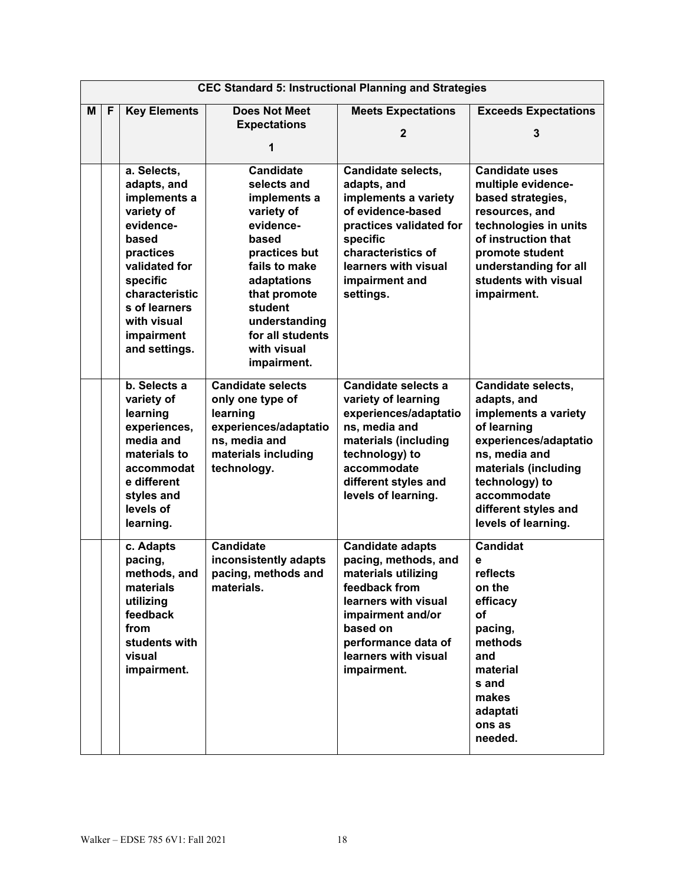| CEC Standard 5: Instructional Planning and Strategies | | | | | |
|---|---|---|---|---|---|
| **M** | **F** | **Key Elements** | **Does Not Meet Expectations 1** | **Meets Expectations 2** | **Exceeds Expectations 3** |
| | | **a. Selects, adapts, and implements a variety of evidence-based practices validated for specific characteristics of learners with visual impairment and settings.** | **Candidate selects and implements a variety of evidence-based practices but fails to make adaptations that promote student understanding for all students with visual impairment.** | **Candidate selects, adapts, and implements a variety of evidence-based practices validated for specific characteristics of learners with visual impairment and settings.** | **Candidate uses multiple evidence-based strategies, resources, and technologies in units of instruction that promote student understanding for all students with visual impairment.** |
| | | **b. Selects a variety of learning experiences, media and materials to accommodate different styles and levels of learning.** | **Candidate selects only one type of learning experiences/adaptations, media and materials including technology.** | **Candidate selects a variety of learning experiences/adaptations, media and materials (including technology) to accommodate different styles and levels of learning.** | **Candidate selects, adapts, and implements a variety of learning experiences/adaptations, media and materials (including technology) to accommodate different styles and levels of learning.** |
| | | **c. Adapts pacing, methods, and materials utilizing feedback from students with visual impairment.** | **Candidate inconsistently adapts pacing, methods and materials.** | **Candidate adapts pacing, methods, and materials utilizing feedback from learners with visual impairment and/or based on performance data of learners with visual impairment.** | **Candidate reflects on the efficacy of pacing, methods and materials and makes adaptations as needed.** |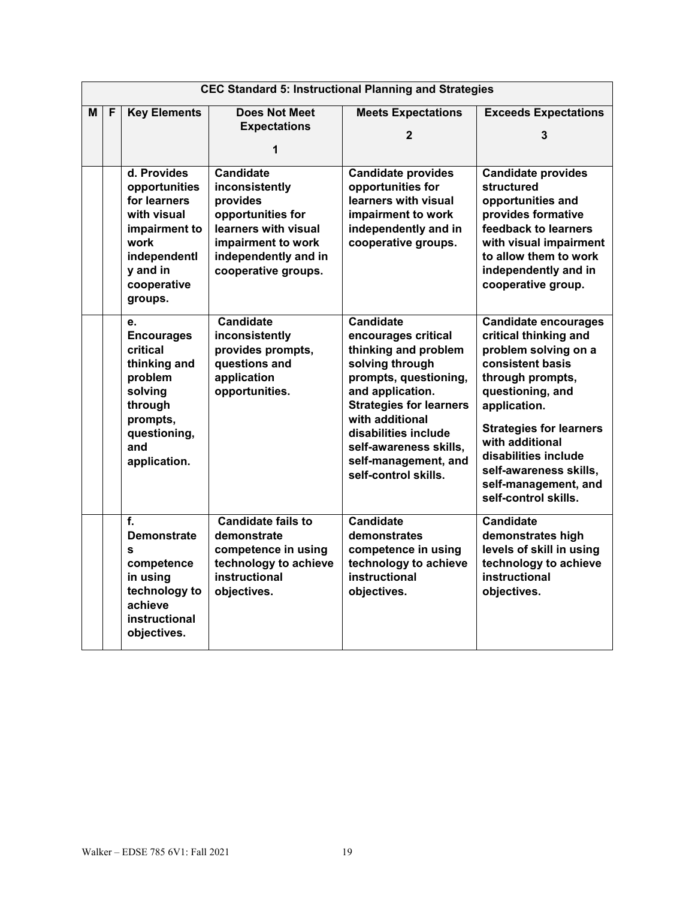| CEC Standard 5: Instructional Planning and Strategies | | | | | |
|---|---|---|---|---|---|
| **M** | **F** | **Key Elements** | **Does Not Meet Expectations 1** | **Meets Expectations 2** | **Exceeds Expectations 3** |
| | | **d. Provides opportunities for learners with visual impairment to work independently and in cooperative groups.** | **Candidate inconsistently provides opportunities for learners with visual impairment to work independently and in cooperative groups.** | **Candidate provides opportunities for learners with visual impairment to work independently and in cooperative groups.** | **Candidate provides structured opportunities and provides formative feedback to learners with visual impairment to allow them to work independently and in cooperative group.** |
| | | **e. Encourages critical thinking and problem solving through prompts, questioning, and application.** | **Candidate inconsistently provides prompts, questions and application opportunities.** | **Candidate encourages critical thinking and problem solving through prompts, questioning, and application. Strategies for learners with additional disabilities include self-awareness skills, self-management, and self-control skills.** | **Candidate encourages critical thinking and problem solving on a consistent basis through prompts, questioning, and application.<br><br>Strategies for learners with additional disabilities include self-awareness skills, self-management, and self-control skills.** |
| | | **f. Demonstrates competence in using technology to achieve instructional objectives.** | **Candidate fails to demonstrate competence in using technology to achieve instructional objectives.** | **Candidate demonstrates competence in using technology to achieve instructional objectives.** | **Candidate demonstrates high levels of skill in using technology to achieve instructional objectives.** |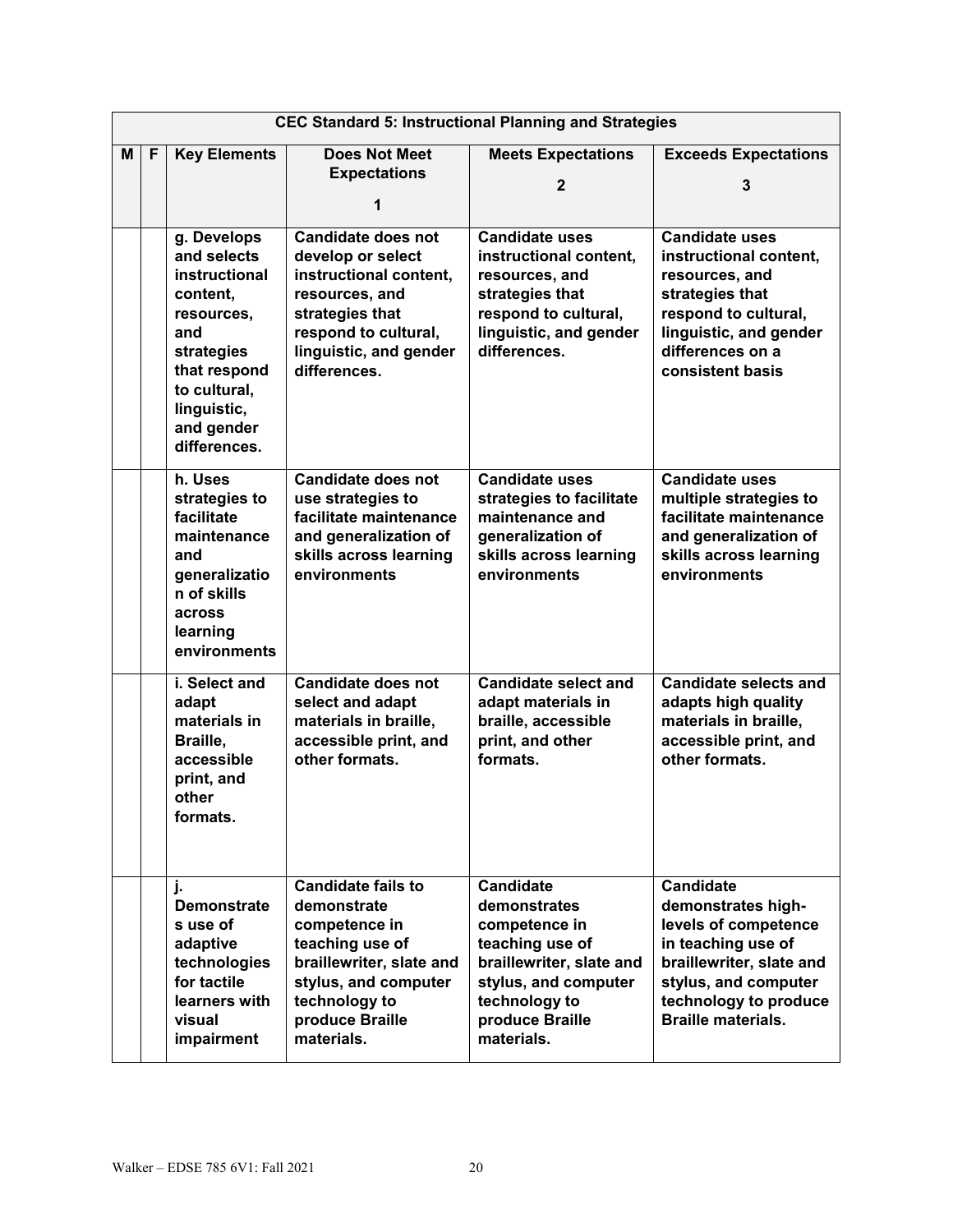| CEC Standard 5: Instructional Planning and Strategies | | | | | |
|---|---|---|---|---|---|
| **M** | **F** | **Key Elements** | **Does Not Meet Expectations 1** | **Meets Expectations 2** | **Exceeds Expectations 3** |
| | | **g. Develops and selects instructional content, resources, and strategies that respond to cultural, linguistic, and gender differences.** | **Candidate does not develop or select instructional content, resources, and strategies that respond to cultural, linguistic, and gender differences.** | **Candidate uses instructional content, resources, and strategies that respond to cultural, linguistic, and gender differences.** | **Candidate uses instructional content, resources, and strategies that respond to cultural, linguistic, and gender differences on a consistent basis** |
| | | **h. Uses strategies to facilitate maintenance and generalization of skills across learning environments** | **Candidate does not use strategies to facilitate maintenance and generalization of skills across learning environments** | **Candidate uses strategies to facilitate maintenance and generalization of skills across learning environments** | **Candidate uses multiple strategies to facilitate maintenance and generalization of skills across learning environments** |
| | | **i. Select and adapt materials in Braille, accessible print, and other formats.** | **Candidate does not select and adapt materials in braille, accessible print, and other formats.** | **Candidate select and adapt materials in braille, accessible print, and other formats.** | **Candidate selects and adapts high quality materials in braille, accessible print, and other formats.** |
| | | **j. Demonstrates use of adaptive technologies for tactile learners with visual impairment** | **Candidate fails to demonstrate competence in teaching use of braillewriter, slate and stylus, and computer technology to produce Braille materials.** | **Candidate demonstrates competence in teaching use of braillewriter, slate and stylus, and computer technology to produce Braille materials.** | **Candidate demonstrates high-levels of competence in teaching use of braillewriter, slate and stylus, and computer technology to produce Braille materials.** |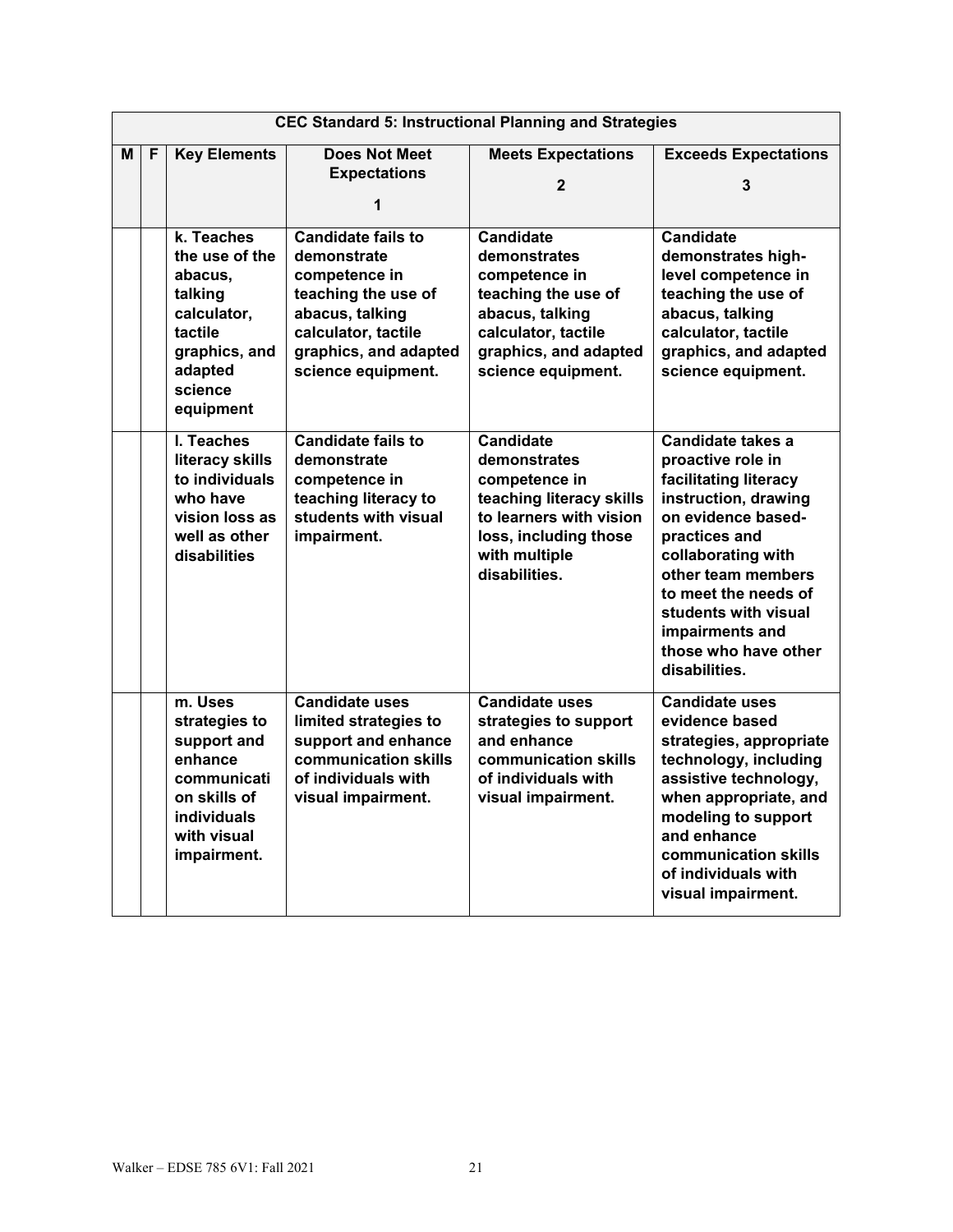| CEC Standard 5: Instructional Planning and Strategies | | | | | |
|---|---|---|---|---|---|
| **M** | **F** | **Key Elements** | **Does Not Meet Expectations 1** | **Meets Expectations 2** | **Exceeds Expectations 3** |
| | | **k. Teaches the use of the abacus, talking calculator, tactile graphics, and adapted science equipment** | **Candidate fails to demonstrate competence in teaching the use of abacus, talking calculator, tactile graphics, and adapted science equipment.** | **Candidate demonstrates competence in teaching the use of abacus, talking calculator, tactile graphics, and adapted science equipment.** | **Candidate demonstrates high-level competence in teaching the use of abacus, talking calculator, tactile graphics, and adapted science equipment.** |
| | | **l. Teaches literacy skills to individuals who have vision loss as well as other disabilities** | **Candidate fails to demonstrate competence in teaching literacy to students with visual impairment.** | **Candidate demonstrates competence in teaching literacy skills to learners with vision loss, including those with multiple disabilities.** | **Candidate takes a proactive role in facilitating literacy instruction, drawing on evidence based-practices and collaborating with other team members to meet the needs of students with visual impairments and those who have other disabilities.** |
| | | **m. Uses strategies to support and enhance communication skills of individuals with visual impairment.** | **Candidate uses limited strategies to support and enhance communication skills of individuals with visual impairment.** | **Candidate uses strategies to support and enhance communication skills of individuals with visual impairment.** | **Candidate uses evidence based strategies, appropriate technology, including assistive technology, when appropriate, and modeling to support and enhance communication skills of individuals with visual impairment.** |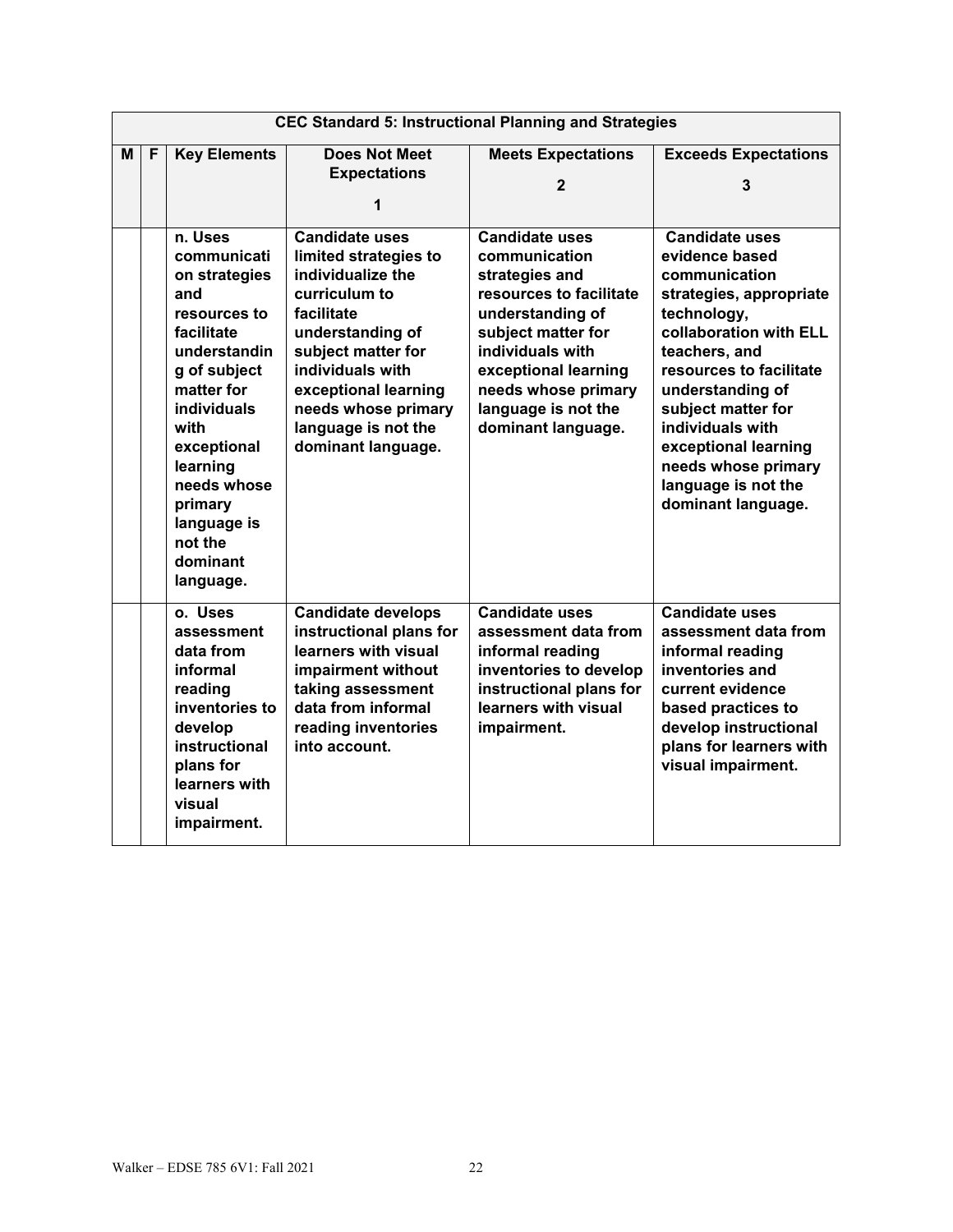| CEC Standard 5: Instructional Planning and Strategies | | | | | |
|---|---|---|---|---|---|
| **M** | **F** | **Key Elements** | **Does Not Meet Expectations 1** | **Meets Expectations 2** | **Exceeds Expectations 3** |
| | | **n. Uses communication strategies and resources to facilitate understanding of subject matter for individuals with exceptional learning needs whose primary language is not the dominant language.** | **Candidate uses limited strategies to individualize the curriculum to facilitate understanding of subject matter for individuals with exceptional learning needs whose primary language is not the dominant language.** | **Candidate uses communication strategies and resources to facilitate understanding of subject matter for individuals with exceptional learning needs whose primary language is not the dominant language.** | **Candidate uses evidence based communication strategies, appropriate technology, collaboration with ELL teachers, and resources to facilitate understanding of subject matter for individuals with exceptional learning needs whose primary language is not the dominant language.** |
| | | **o. Uses assessment data from informal reading inventories to develop instructional plans for learners with visual impairment.** | **Candidate develops instructional plans for learners with visual impairment without taking assessment data from informal reading inventories into account.** | **Candidate uses assessment data from informal reading inventories to develop instructional plans for learners with visual impairment.** | **Candidate uses assessment data from informal reading inventories and current evidence based practices to develop instructional plans for learners with visual impairment.** |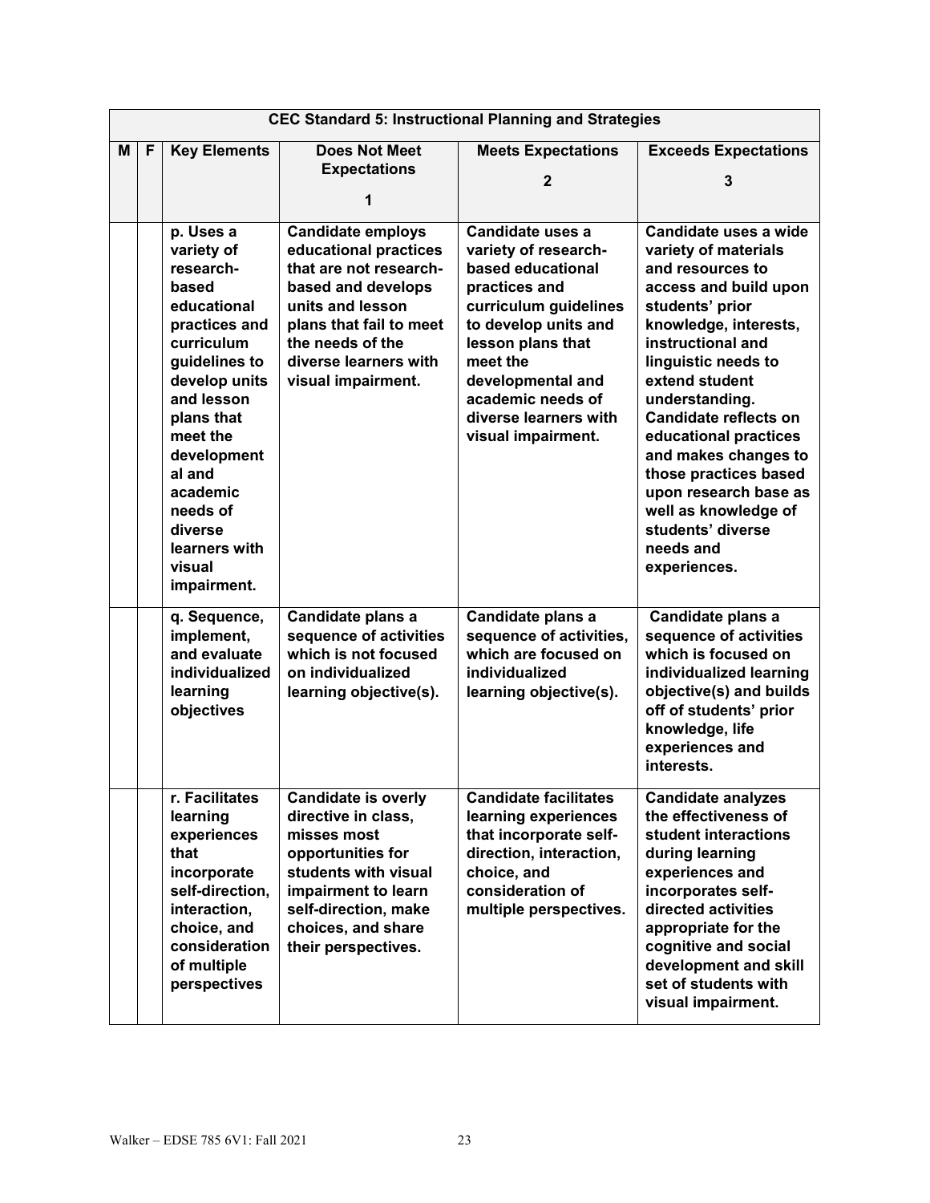| CEC Standard 5: Instructional Planning and Strategies | | | | | |
|---|---|---|---|---|---|
| **M** | **F** | **Key Elements** | **Does Not Meet Expectations 1** | **Meets Expectations 2** | **Exceeds Expectations 3** |
| | | **p. Uses a variety of research-based educational practices and curriculum guidelines to develop units and lesson plans that meet the developmental and academic needs of diverse learners with visual impairment.** | **Candidate employs educational practices that are not research-based and develops units and lesson plans that fail to meet the needs of the diverse learners with visual impairment.** | **Candidate uses a variety of research-based educational practices and curriculum guidelines to develop units and lesson plans that meet the developmental and academic needs of diverse learners with visual impairment.** | **Candidate uses a wide variety of materials and resources to access and build upon students' prior knowledge, interests, instructional and linguistic needs to extend student understanding. Candidate reflects on educational practices and makes changes to those practices based upon research base as well as knowledge of students' diverse needs and experiences.** |
| | | **q. Sequence, implement, and evaluate individualized learning objectives** | **Candidate plans a sequence of activities which is not focused on individualized learning objective(s).** | **Candidate plans a sequence of activities, which are focused on individualized learning objective(s).** | **Candidate plans a sequence of activities which is focused on individualized learning objective(s) and builds off of students' prior knowledge, life experiences and interests.** |
| | | **r. Facilitates learning experiences that incorporate self-direction, interaction, choice, and consideration of multiple perspectives** | **Candidate is overly directive in class, misses most opportunities for students with visual impairment to learn self-direction, make choices, and share their perspectives.** | **Candidate facilitates learning experiences that incorporate self-direction, interaction, choice, and consideration of multiple perspectives.** | **Candidate analyzes the effectiveness of student interactions during learning experiences and incorporates self-directed activities appropriate for the cognitive and social development and skill set of students with visual impairment.** |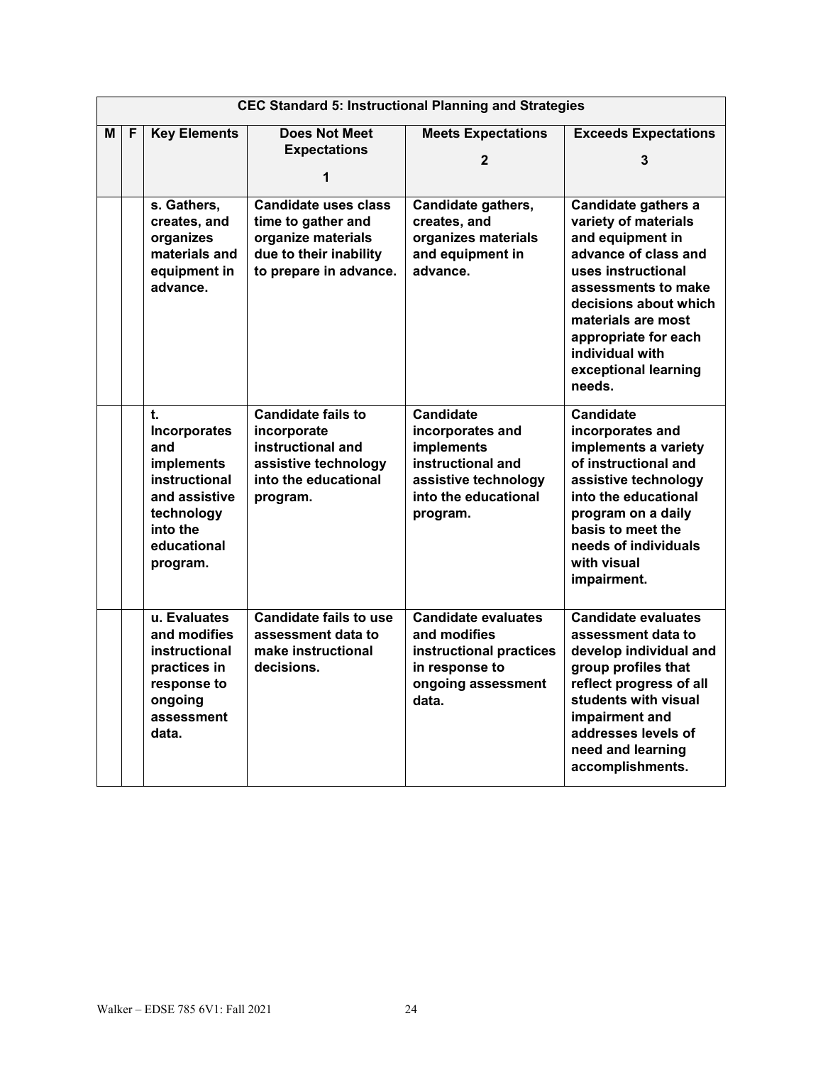| CEC Standard 5: Instructional Planning and Strategies | | | | | |
|---|---|---|---|---|---|
| **M** | **F** | **Key Elements** | **Does Not Meet Expectations 1** | **Meets Expectations 2** | **Exceeds Expectations 3** |
| | | **s. Gathers, creates, and organizes materials and equipment in advance.** | **Candidate uses class time to gather and organize materials due to their inability to prepare in advance.** | **Candidate gathers, creates, and organizes materials and equipment in advance.** | **Candidate gathers a variety of materials and equipment in advance of class and uses instructional assessments to make decisions about which materials are most appropriate for each individual with exceptional learning needs.** |
| | | **t. Incorporates and implements instructional and assistive technology into the educational program.** | **Candidate fails to incorporate instructional and assistive technology into the educational program.** | **Candidate incorporates and implements instructional and assistive technology into the educational program.** | **Candidate incorporates and implements a variety of instructional and assistive technology into the educational program on a daily basis to meet the needs of individuals with visual impairment.** |
| | | **u. Evaluates and modifies instructional practices in response to ongoing assessment data.** | **Candidate fails to use assessment data to make instructional decisions.** | **Candidate evaluates and modifies instructional practices in response to ongoing assessment data.** | **Candidate evaluates assessment data to develop individual and group profiles that reflect progress of all students with visual impairment and addresses levels of need and learning accomplishments.** |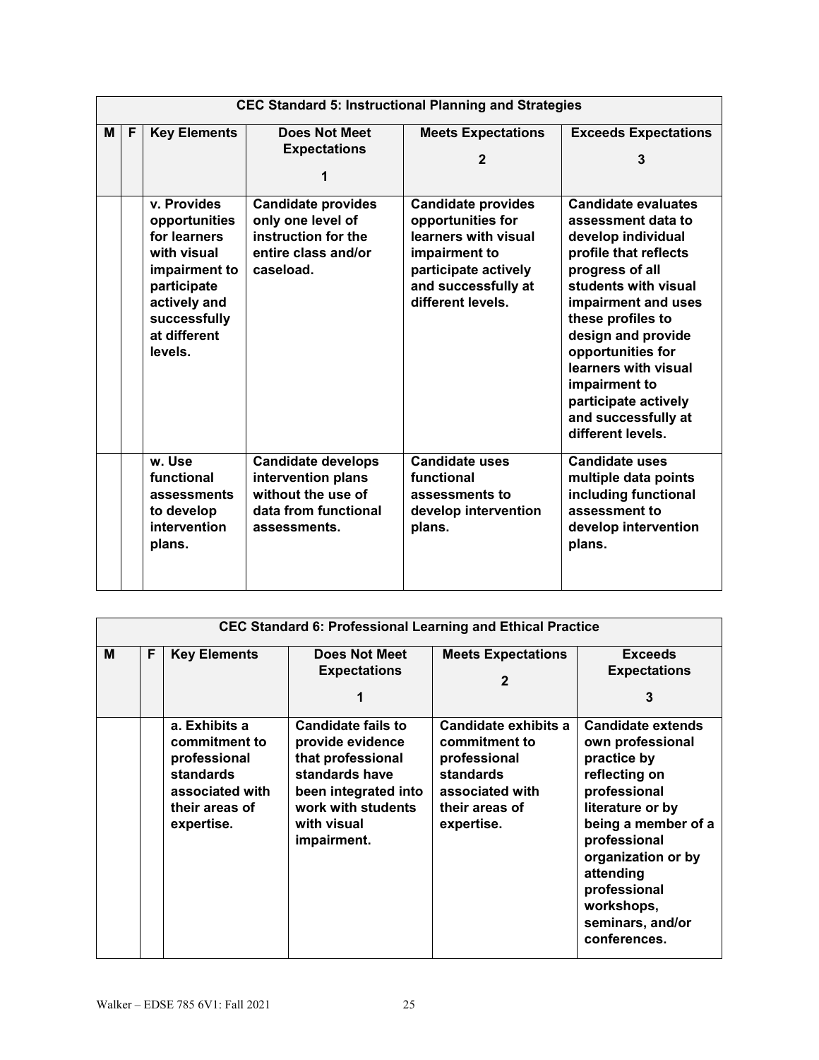| CEC Standard 5: Instructional Planning and Strategies | | | | | |
|---|---|---|---|---|---|
| **M** | **F** | **Key Elements** | **Does Not Meet Expectations 1** | **Meets Expectations 2** | **Exceeds Expectations 3** |
| | | **v. Provides opportunities for learners with visual impairment to participate actively and successfully at different levels.** | **Candidate provides only one level of instruction for the entire class and/or caseload.** | **Candidate provides opportunities for learners with visual impairment to participate actively and successfully at different levels.** | **Candidate evaluates assessment data to develop individual profile that reflects progress of all students with visual impairment and uses these profiles to design and provide opportunities for learners with visual impairment to participate actively and successfully at different levels.** |
| | | **w. Use functional assessments to develop intervention plans.** | **Candidate develops intervention plans without the use of data from functional assessments.** | **Candidate uses functional assessments to develop intervention plans.** | **Candidate uses multiple data points including functional assessment to develop intervention plans.** |

| CEC Standard 6: Professional Learning and Ethical Practice | | | | | |
|---|---|---|---|---|---|
| **M** | **F** | **Key Elements** | **Does Not Meet Expectations 1** | **Meets Expectations 2** | **Exceeds Expectations 3** |
| | | **a. Exhibits a commitment to professional standards associated with their areas of expertise.** | **Candidate fails to provide evidence that professional standards have been integrated into work with students with visual impairment.** | **Candidate exhibits a commitment to professional standards associated with their areas of expertise.** | **Candidate extends own professional practice by reflecting on professional literature or by being a member of a professional organization or by attending professional workshops, seminars, and/or conferences.** |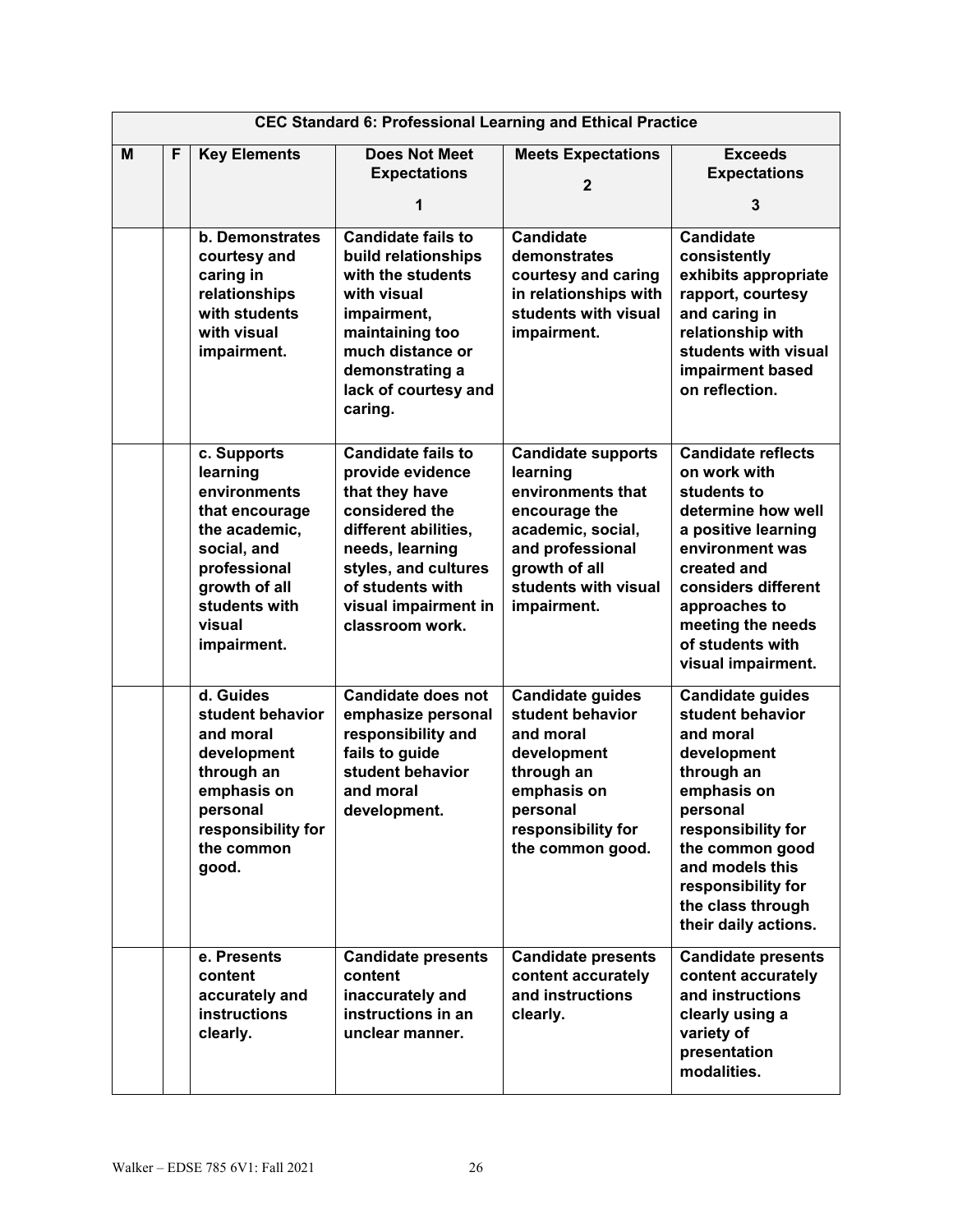| CEC Standard 6: Professional Learning and Ethical Practice | | | | | |
|---|---|---|---|---|---|
| **M** | **F** | **Key Elements** | **Does Not Meet Expectations 1** | **Meets Expectations 2** | **Exceeds Expectations 3** |
| | | **b. Demonstrates courtesy and caring in relationships with students with visual impairment.** | **Candidate fails to build relationships with the students with visual impairment, maintaining too much distance or demonstrating a lack of courtesy and caring.** | **Candidate demonstrates courtesy and caring in relationships with students with visual impairment.** | **Candidate consistently exhibits appropriate rapport, courtesy and caring in relationship with students with visual impairment based on reflection.** |
| | | **c. Supports learning environments that encourage the academic, social, and professional growth of all students with visual impairment.** | **Candidate fails to provide evidence that they have considered the different abilities, needs, learning styles, and cultures of students with visual impairment in classroom work.** | **Candidate supports learning environments that encourage the academic, social, and professional growth of all students with visual impairment.** | **Candidate reflects on work with students to determine how well a positive learning environment was created and considers different approaches to meeting the needs of students with visual impairment.** |
| | | **d. Guides student behavior and moral development through an emphasis on personal responsibility for the common good.** | **Candidate does not emphasize personal responsibility and fails to guide student behavior and moral development.** | **Candidate guides student behavior and moral development through an emphasis on personal responsibility for the common good.** | **Candidate guides student behavior and moral development through an emphasis on personal responsibility for the common good and models this responsibility for the class through their daily actions.** |
| | | **e. Presents content accurately and instructions clearly.** | **Candidate presents content inaccurately and instructions in an unclear manner.** | **Candidate presents content accurately and instructions clearly.** | **Candidate presents content accurately and instructions clearly using a variety of presentation modalities.** |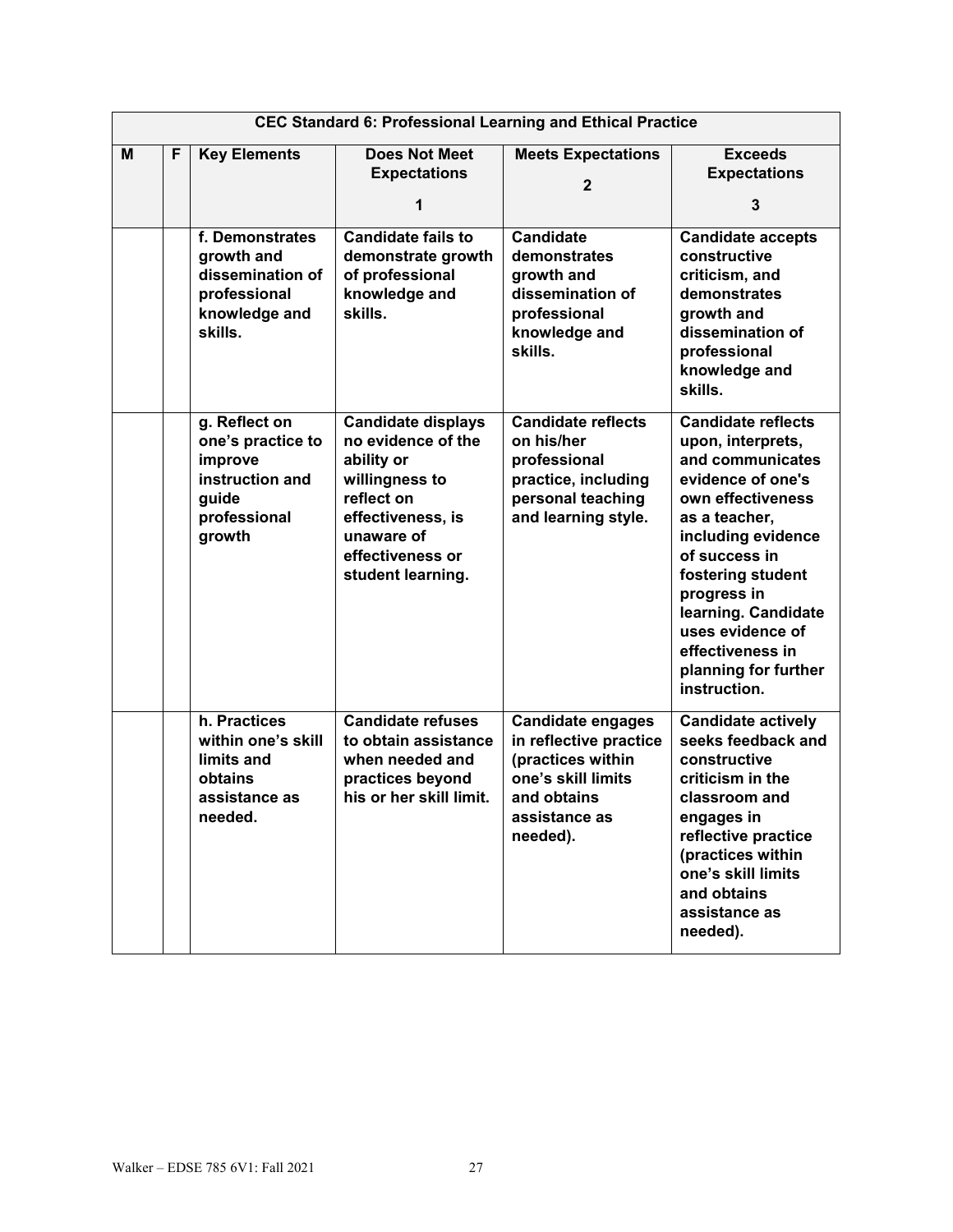| CEC Standard 6: Professional Learning and Ethical Practice | | | | | |
|---|---|---|---|---|---|
| **M** | **F** | **Key Elements** | **Does Not Meet Expectations 1** | **Meets Expectations 2** | **Exceeds Expectations 3** |
| | | **f. Demonstrates growth and dissemination of professional knowledge and skills.** | **Candidate fails to demonstrate growth of professional knowledge and skills.** | **Candidate demonstrates growth and dissemination of professional knowledge and skills.** | **Candidate accepts constructive criticism, and demonstrates growth and dissemination of professional knowledge and skills.** |
| | | **g. Reflect on one's practice to improve instruction and guide professional growth** | **Candidate displays no evidence of the ability or willingness to reflect on effectiveness, is unaware of effectiveness or student learning.** | **Candidate reflects on his/her professional practice, including personal teaching and learning style.** | **Candidate reflects upon, interprets, and communicates evidence of one's own effectiveness as a teacher, including evidence of success in fostering student progress in learning. Candidate uses evidence of effectiveness in planning for further instruction.** |
| | | **h. Practices within one's skill limits and obtains assistance as needed.** | **Candidate refuses to obtain assistance when needed and practices beyond his or her skill limit.** | **Candidate engages in reflective practice (practices within one's skill limits and obtains assistance as needed).** | **Candidate actively seeks feedback and constructive criticism in the classroom and engages in reflective practice (practices within one's skill limits and obtains assistance as needed).** |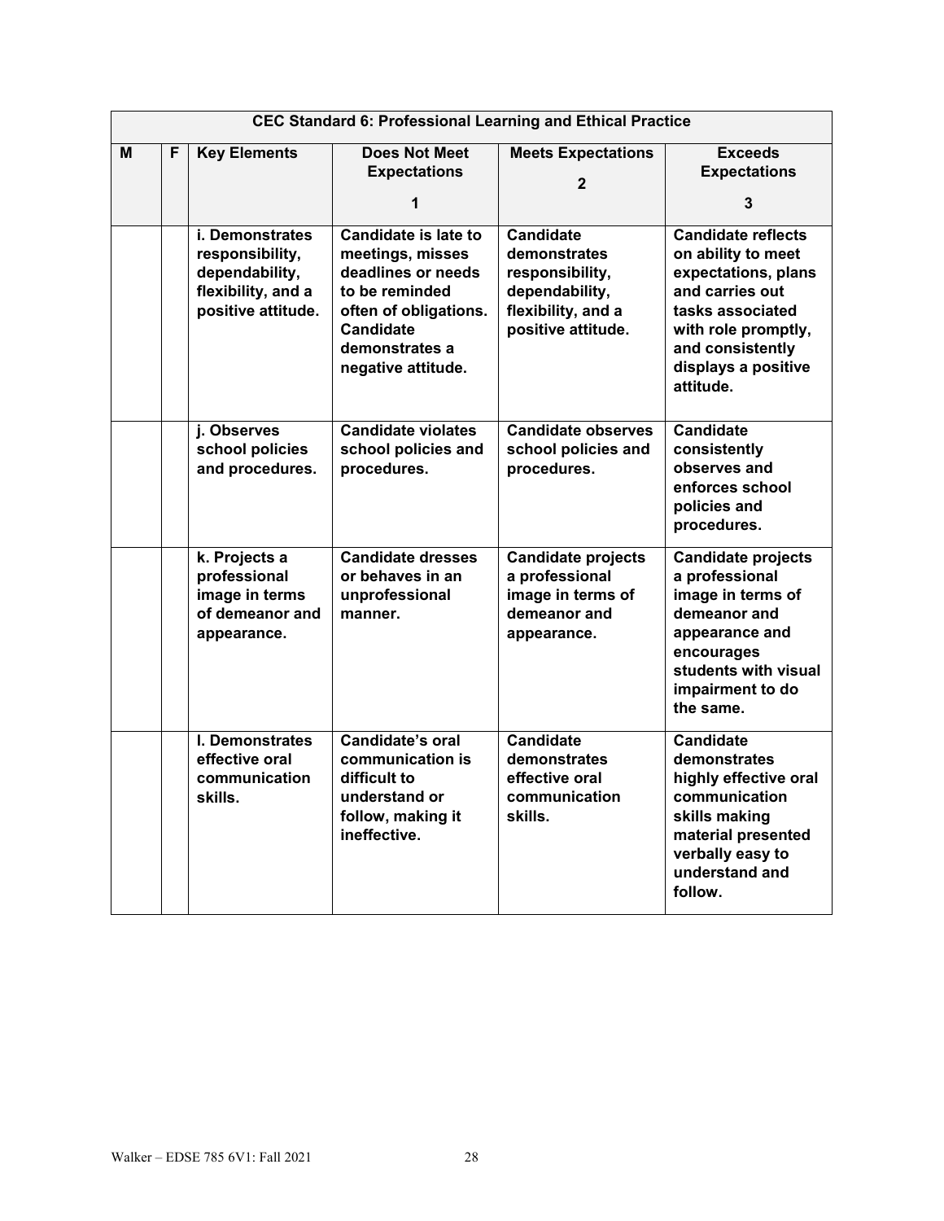| CEC Standard 6: Professional Learning and Ethical Practice | | | | | |
|---|---|---|---|---|---|
| **M** | **F** | **Key Elements** | **Does Not Meet Expectations 1** | **Meets Expectations 2** | **Exceeds Expectations 3** |
| | | **i. Demonstrates responsibility, dependability, flexibility, and a positive attitude.** | **Candidate is late to meetings, misses deadlines or needs to be reminded often of obligations. Candidate demonstrates a negative attitude.** | **Candidate demonstrates responsibility, dependability, flexibility, and a positive attitude.** | **Candidate reflects on ability to meet expectations, plans and carries out tasks associated with role promptly, and consistently displays a positive attitude.** |
| | | **j. Observes school policies and procedures.** | **Candidate violates school policies and procedures.** | **Candidate observes school policies and procedures.** | **Candidate consistently observes and enforces school policies and procedures.** |
| | | **k. Projects a professional image in terms of demeanor and appearance.** | **Candidate dresses or behaves in an unprofessional manner.** | **Candidate projects a professional image in terms of demeanor and appearance.** | **Candidate projects a professional image in terms of demeanor and appearance and encourages students with visual impairment to do the same.** |
| | | **l. Demonstrates effective oral communication skills.** | **Candidate's oral communication is difficult to understand or follow, making it ineffective.** | **Candidate demonstrates effective oral communication skills.** | **Candidate demonstrates highly effective oral communication skills making material presented verbally easy to understand and follow.** |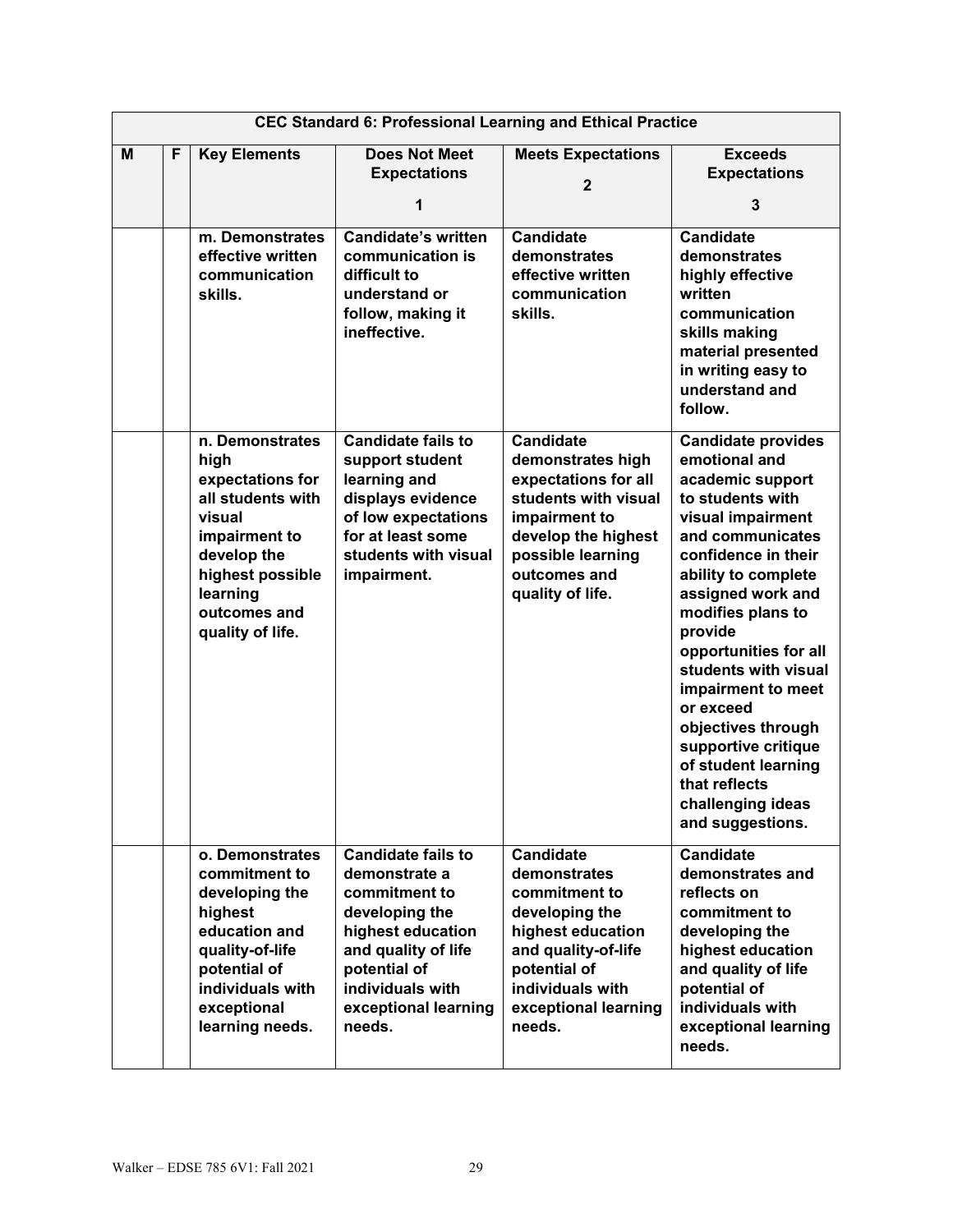| CEC Standard 6: Professional Learning and Ethical Practice | | | | | |
|---|---|---|---|---|---|
| **M** | **F** | **Key Elements** | **Does Not Meet Expectations 1** | **Meets Expectations 2** | **Exceeds Expectations 3** |
| | | **m. Demonstrates effective written communication skills.** | **Candidate's written communication is difficult to understand or follow, making it ineffective.** | **Candidate demonstrates effective written communication skills.** | **Candidate demonstrates highly effective written communication skills making material presented in writing easy to understand and follow.** |
| | | **n. Demonstrates high expectations for all students with visual impairment to develop the highest possible learning outcomes and quality of life.** | **Candidate fails to support student learning and displays evidence of low expectations for at least some students with visual impairment.** | **Candidate demonstrates high expectations for all students with visual impairment to develop the highest possible learning outcomes and quality of life.** | **Candidate provides emotional and academic support to students with visual impairment and communicates confidence in their ability to complete assigned work and modifies plans to provide opportunities for all students with visual impairment to meet or exceed objectives through supportive critique of student learning that reflects challenging ideas and suggestions.** |
| | | **o. Demonstrates commitment to developing the highest education and quality-of-life potential of individuals with exceptional learning needs.** | **Candidate fails to demonstrate a commitment to developing the highest education and quality of life potential of individuals with exceptional learning needs.** | **Candidate demonstrates commitment to developing the highest education and quality-of-life potential of individuals with exceptional learning needs.** | **Candidate demonstrates and reflects on commitment to developing the highest education and quality of life potential of individuals with exceptional learning needs.** |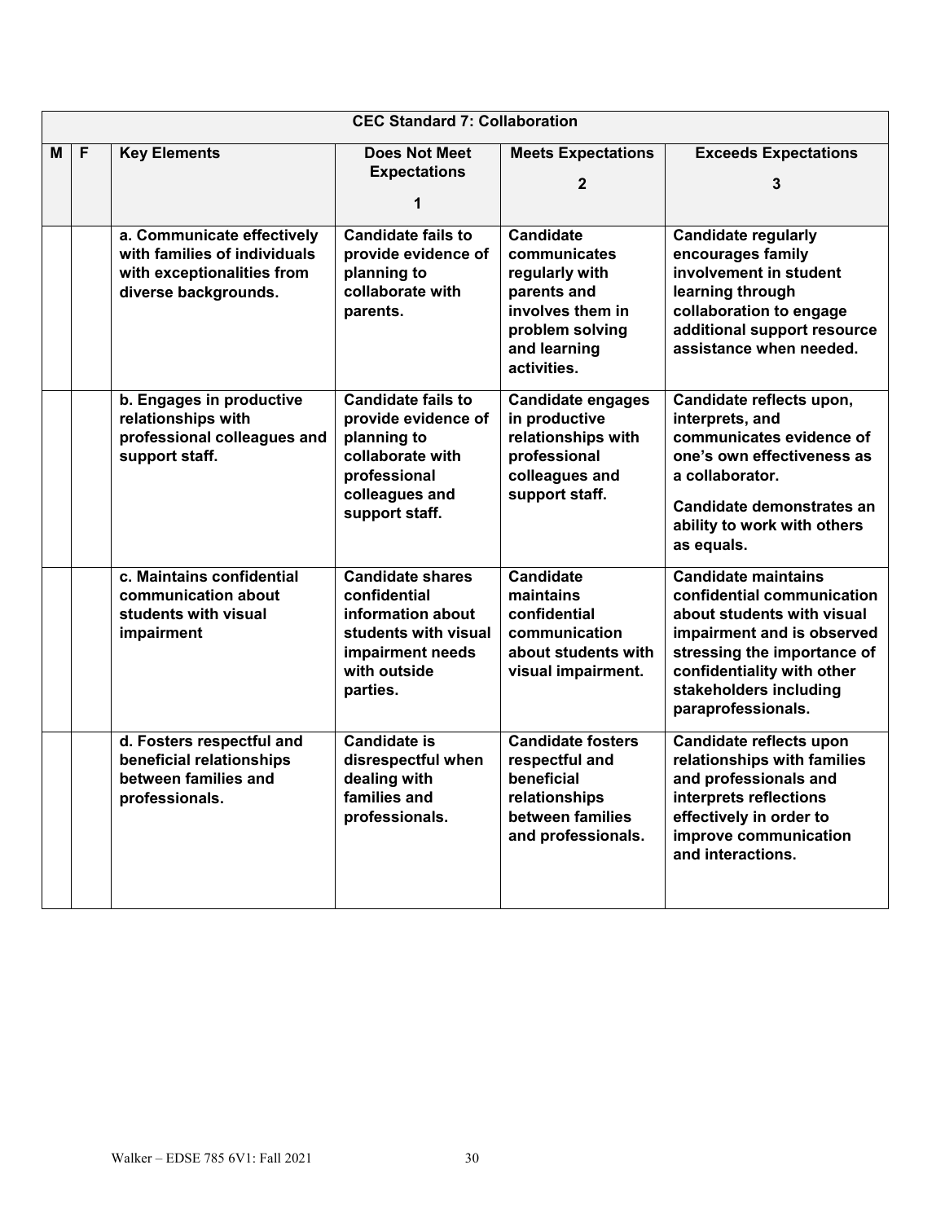| CEC Standard 7: Collaboration | | | | | |
|---|---|---|---|---|---|
| **M** | **F** | **Key Elements** | **Does Not Meet Expectations**<br>**1** | **Meets Expectations**<br>**2** | **Exceeds Expectations**<br>**3** |
| | | **a. Communicate effectively with families of individuals with exceptionalities from diverse backgrounds.** | **Candidate fails to provide evidence of planning to collaborate with parents.** | **Candidate communicates regularly with parents and involves them in problem solving and learning activities.** | **Candidate regularly encourages family involvement in student learning through collaboration to engage additional support resource assistance when needed.** |
| | | **b. Engages in productive relationships with professional colleagues and support staff.** | **Candidate fails to provide evidence of planning to collaborate with professional colleagues and support staff.** | **Candidate engages in productive relationships with professional colleagues and support staff.** | **Candidate reflects upon, interprets, and communicates evidence of one's own effectiveness as a collaborator.**<br>**Candidate demonstrates an ability to work with others as equals.** |
| | | **c. Maintains confidential communication about students with visual impairment** | **Candidate shares confidential information about students with visual impairment needs with outside parties.** | **Candidate maintains confidential communication about students with visual impairment.** | **Candidate maintains confidential communication about students with visual impairment and is observed stressing the importance of confidentiality with other stakeholders including paraprofessionals.** |
| | | **d. Fosters respectful and beneficial relationships between families and professionals.** | **Candidate is disrespectful when dealing with families and professionals.** | **Candidate fosters respectful and beneficial relationships between families and professionals.** | **Candidate reflects upon relationships with families and professionals and interprets reflections effectively in order to improve communication and interactions.** |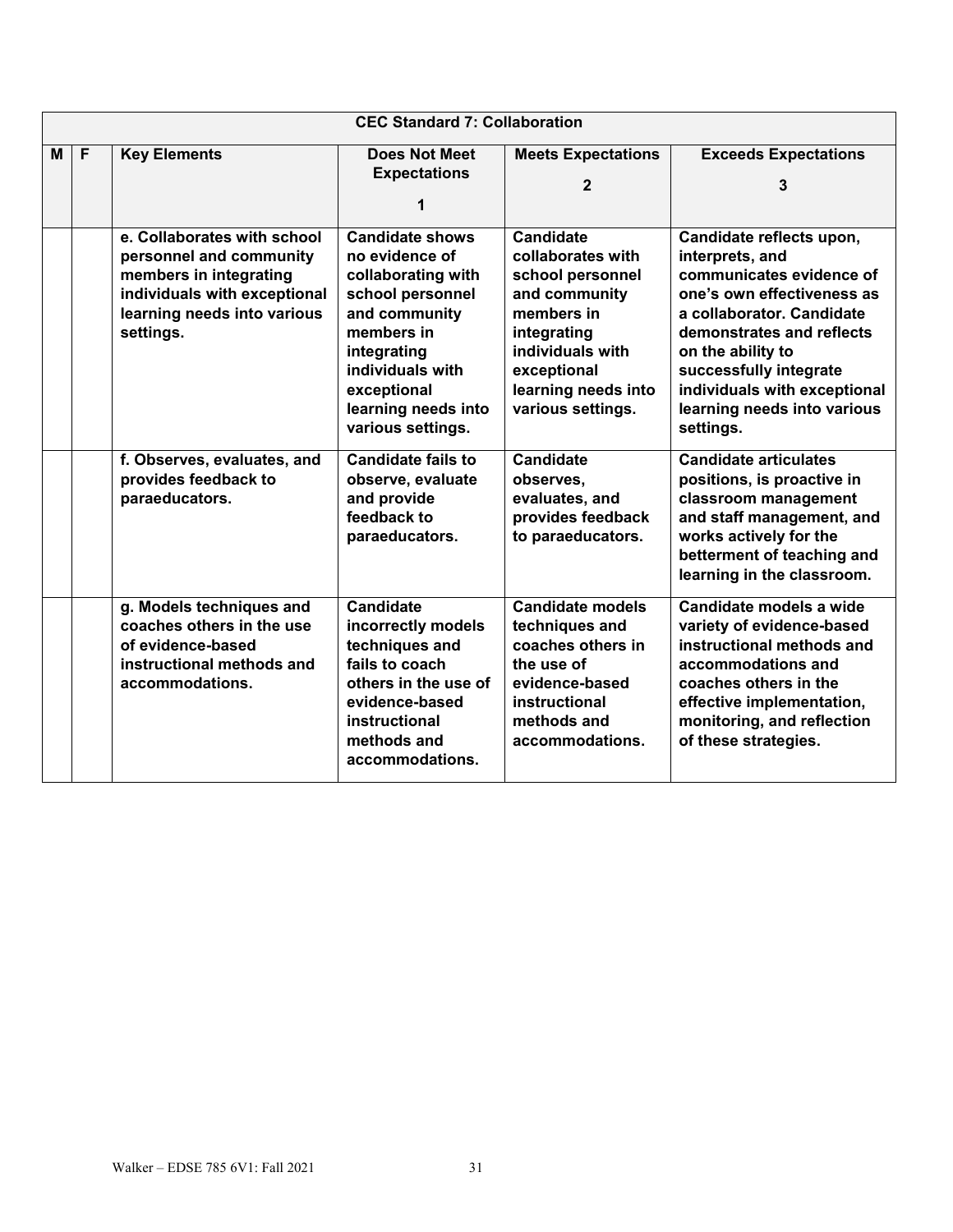| CEC Standard 7: Collaboration | | | | | |
|---|---|---|---|---|---|
| **M** | **F** | **Key Elements** | **Does Not Meet Expectations 1** | **Meets Expectations 2** | **Exceeds Expectations 3** |
| | | **e. Collaborates with school personnel and community members in integrating individuals with exceptional learning needs into various settings.** | **Candidate shows no evidence of collaborating with school personnel and community members in integrating individuals with exceptional learning needs into various settings.** | **Candidate collaborates with school personnel and community members in integrating individuals with exceptional learning needs into various settings.** | **Candidate reflects upon, interprets, and communicates evidence of one's own effectiveness as a collaborator. Candidate demonstrates and reflects on the ability to successfully integrate individuals with exceptional learning needs into various settings.** |
| | | **f. Observes, evaluates, and provides feedback to paraeducators.** | **Candidate fails to observe, evaluate and provide feedback to paraeducators.** | **Candidate observes, evaluates, and provides feedback to paraeducators.** | **Candidate articulates positions, is proactive in classroom management and staff management, and works actively for the betterment of teaching and learning in the classroom.** |
| | | **g. Models techniques and coaches others in the use of evidence-based instructional methods and accommodations.** | **Candidate incorrectly models techniques and fails to coach others in the use of evidence-based instructional methods and accommodations.** | **Candidate models techniques and coaches others in the use of evidence-based instructional methods and accommodations.** | **Candidate models a wide variety of evidence-based instructional methods and accommodations and coaches others in the effective implementation, monitoring, and reflection of these strategies.** |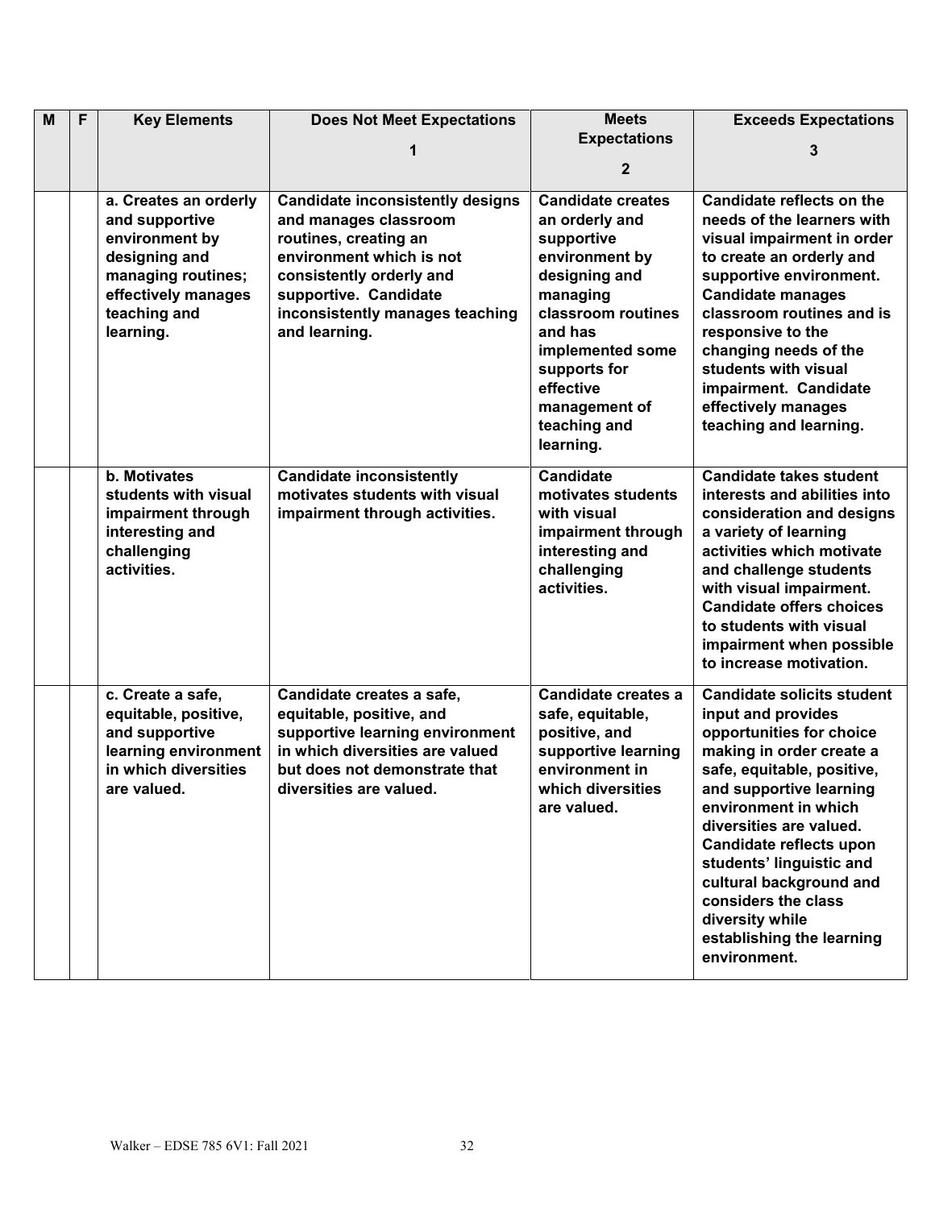| M | F | Key Elements | Does Not Meet Expectations<br><br>1 | Meets Expectations<br><br>2 | Exceeds Expectations<br><br>3 |
|---|---|---|---|---|---|
| | | **a. Creates an orderly and supportive environment by designing and managing routines; effectively manages teaching and learning.** | **Candidate inconsistently designs and manages classroom routines, creating an environment which is not consistently orderly and supportive. Candidate inconsistently manages teaching and learning.** | **Candidate creates an orderly and supportive environment by designing and managing classroom routines and has implemented some supports for effective management of teaching and learning.** | **Candidate reflects on the needs of the learners with visual impairment in order to create an orderly and supportive environment. Candidate manages classroom routines and is responsive to the changing needs of the students with visual impairment. Candidate effectively manages teaching and learning.** |
| | | **b. Motivates students with visual impairment through interesting and challenging activities.** | **Candidate inconsistently motivates students with visual impairment through activities.** | **Candidate motivates students with visual impairment through interesting and challenging activities.** | **Candidate takes student interests and abilities into consideration and designs a variety of learning activities which motivate and challenge students with visual impairment. Candidate offers choices to students with visual impairment when possible to increase motivation.** |
| | | **c. Create a safe, equitable, positive, and supportive learning environment in which diversities are valued.** | **Candidate creates a safe, equitable, positive, and supportive learning environment in which diversities are valued but does not demonstrate that diversities are valued.** | **Candidate creates a safe, equitable, positive, and supportive learning environment in which diversities are valued.** | **Candidate solicits student input and provides opportunities for choice making in order create a safe, equitable, positive, and supportive learning environment in which diversities are valued. Candidate reflects upon students' linguistic and cultural background and considers the class diversity while establishing the learning environment.** |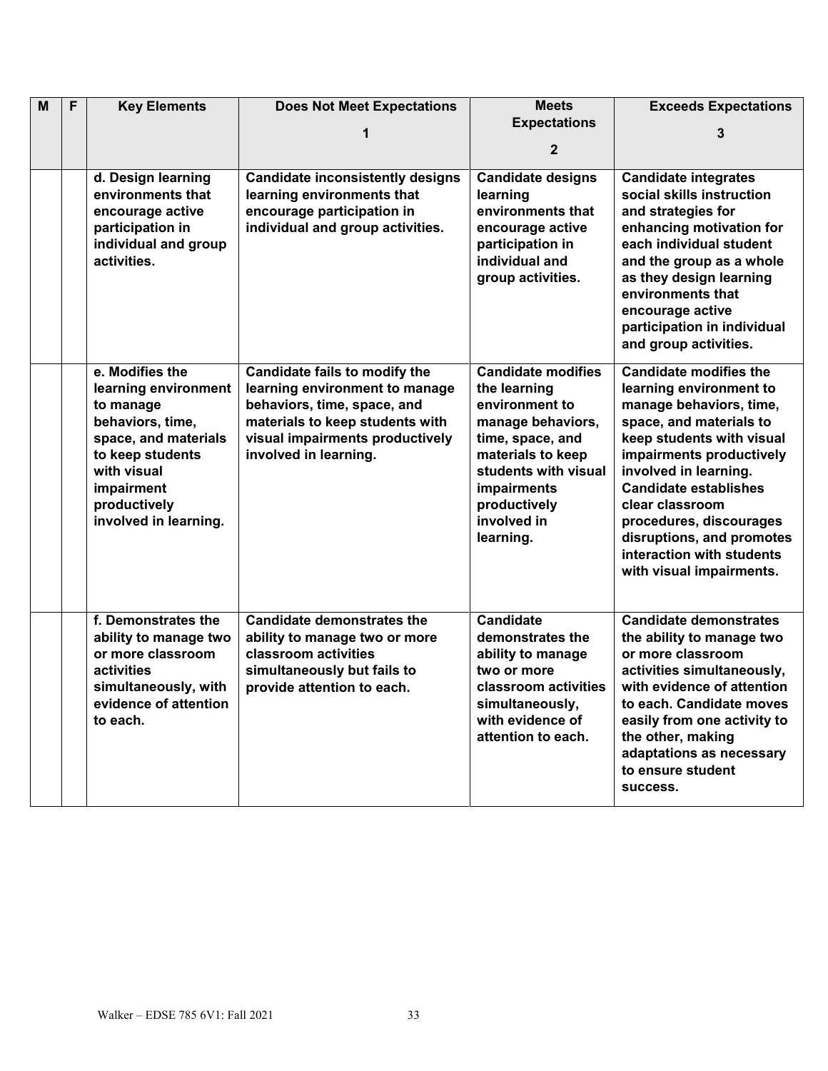| M | F | Key Elements | Does Not Meet Expectations 1 | Meets Expectations 2 | Exceeds Expectations 3 |
|---|---|---|---|---|---|
| | | **d. Design learning environments that encourage active participation in individual and group activities.** | **Candidate inconsistently designs learning environments that encourage participation in individual and group activities.** | **Candidate designs learning environments that encourage active participation in individual and group activities.** | **Candidate integrates social skills instruction and strategies for enhancing motivation for each individual student and the group as a whole as they design learning environments that encourage active participation in individual and group activities.** |
| | | **e. Modifies the learning environment to manage behaviors, time, space, and materials to keep students with visual impairment productively involved in learning.** | **Candidate fails to modify the learning environment to manage behaviors, time, space, and materials to keep students with visual impairments productively involved in learning.** | **Candidate modifies the learning environment to manage behaviors, time, space, and materials to keep students with visual impairments productively involved in learning.** | **Candidate modifies the learning environment to manage behaviors, time, space, and materials to keep students with visual impairments productively involved in learning. Candidate establishes clear classroom procedures, discourages disruptions, and promotes interaction with students with visual impairments.** |
| | | **f. Demonstrates the ability to manage two or more classroom activities simultaneously, with evidence of attention to each.** | **Candidate demonstrates the ability to manage two or more classroom activities simultaneously but fails to provide attention to each.** | **Candidate demonstrates the ability to manage two or more classroom activities simultaneously, with evidence of attention to each.** | **Candidate demonstrates the ability to manage two or more classroom activities simultaneously, with evidence of attention to each. Candidate moves easily from one activity to the other, making adaptations as necessary to ensure student success.** |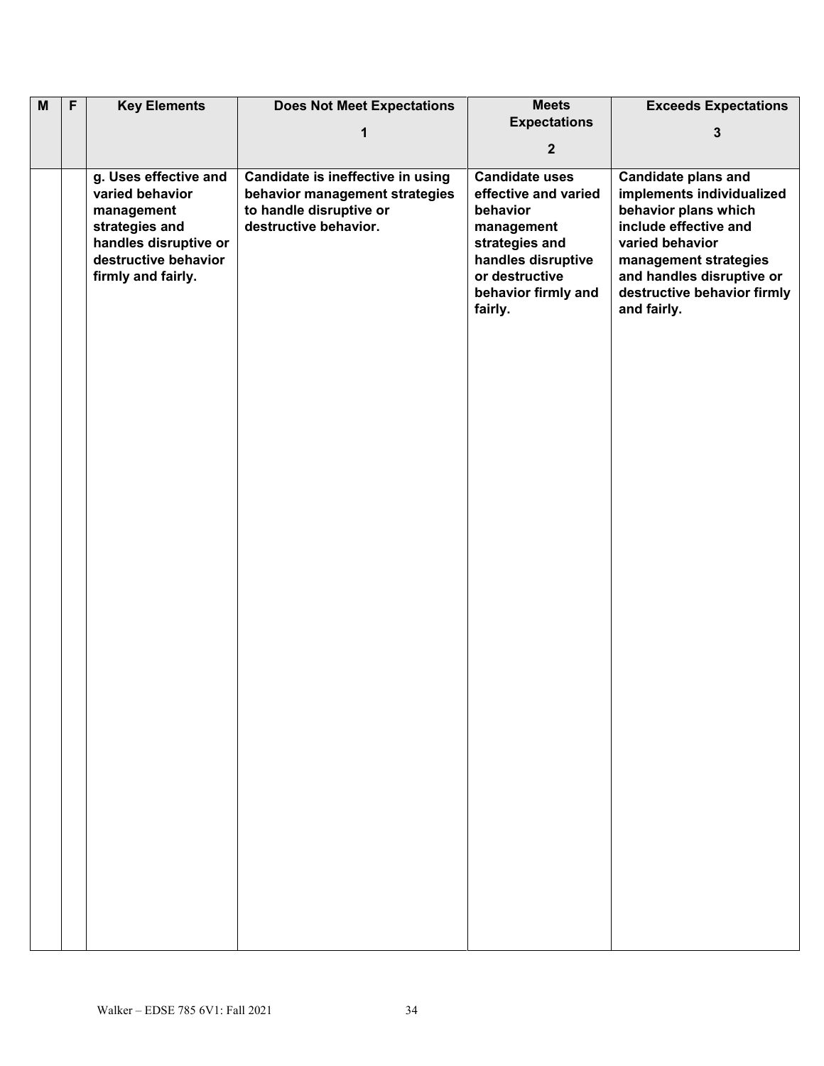| M | F | Key Elements | Does Not Meet Expectations<br>1 | Meets Expectations<br>2 | Exceeds Expectations<br>3 |
|---|---|---|---|---|---|
| | | **g. Uses effective and varied behavior management strategies and handles disruptive or destructive behavior firmly and fairly.** | **Candidate is ineffective in using behavior management strategies to handle disruptive or destructive behavior.** | **Candidate uses effective and varied behavior management strategies and handles disruptive or destructive behavior firmly and fairly.** | **Candidate plans and implements individualized behavior plans which include effective and varied behavior management strategies and handles disruptive or destructive behavior firmly and fairly.** |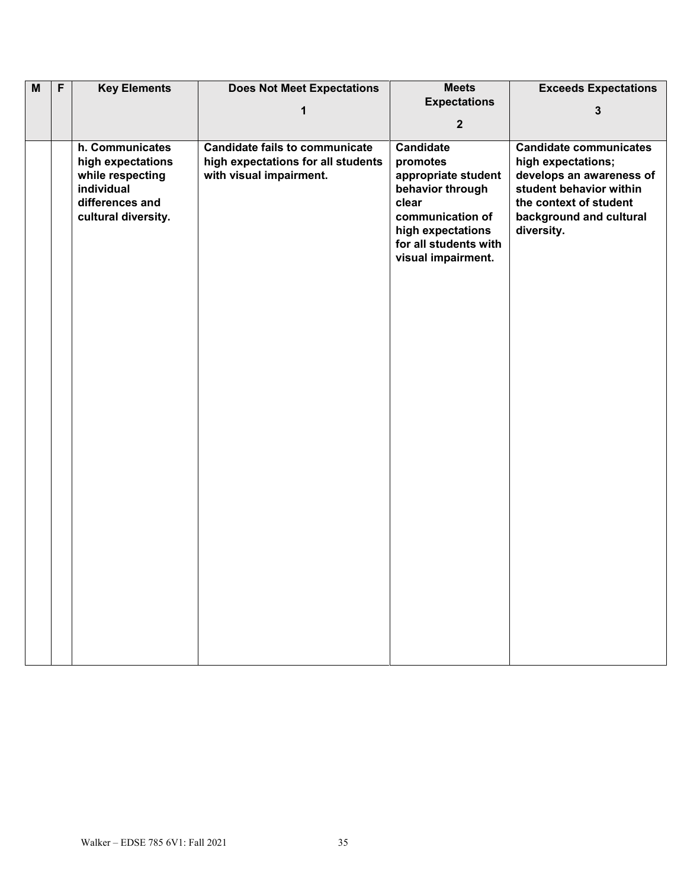| M | F | Key Elements | Does Not Meet Expectations 1 | Meets Expectations 2 | Exceeds Expectations 3 |
|---|---|---|---|---|---|
| | | **h. Communicates high expectations while respecting individual differences and cultural diversity.** | **Candidate fails to communicate high expectations for all students with visual impairment.** | **Candidate promotes appropriate student behavior through clear communication of high expectations for all students with visual impairment.** | **Candidate communicates high expectations; develops an awareness of student behavior within the context of student background and cultural diversity.** |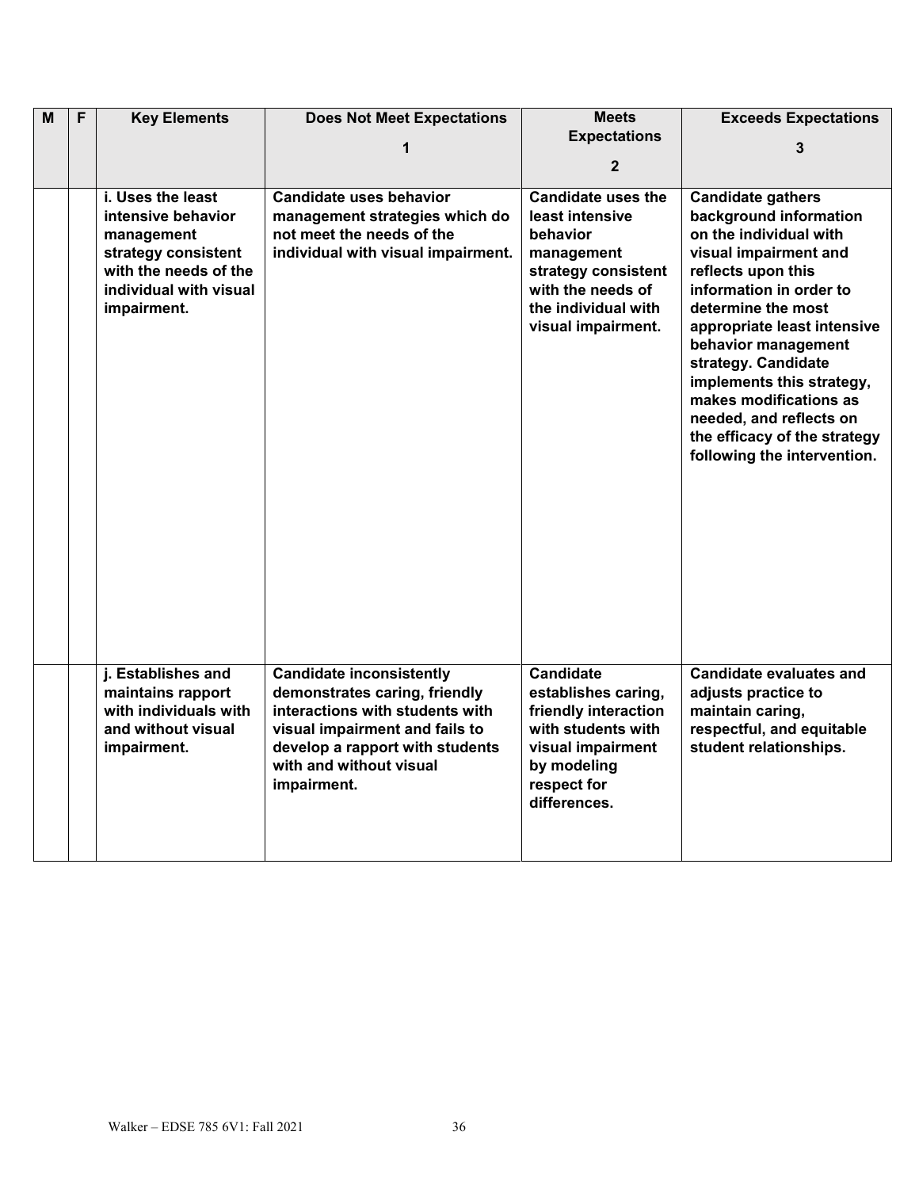| M | F | Key Elements | Does Not Meet Expectations<br>1 | Meets Expectations<br>2 | Exceeds Expectations<br>3 |
|---|---|---|---|---|---|
| | | **i. Uses the least intensive behavior management strategy consistent with the needs of the individual with visual impairment.** | **Candidate uses behavior management strategies which do not meet the needs of the individual with visual impairment.** | **Candidate uses the least intensive behavior management strategy consistent with the needs of the individual with visual impairment.** | **Candidate gathers background information on the individual with visual impairment and reflects upon this information in order to determine the most appropriate least intensive behavior management strategy. Candidate implements this strategy, makes modifications as needed, and reflects on the efficacy of the strategy following the intervention.** |
| | | **j. Establishes and maintains rapport with individuals with and without visual impairment.** | **Candidate inconsistently demonstrates caring, friendly interactions with students with visual impairment and fails to develop a rapport with students with and without visual impairment.** | **Candidate establishes caring, friendly interaction with students with visual impairment by modeling respect for differences.** | **Candidate evaluates and adjusts practice to maintain caring, respectful, and equitable student relationships.** |